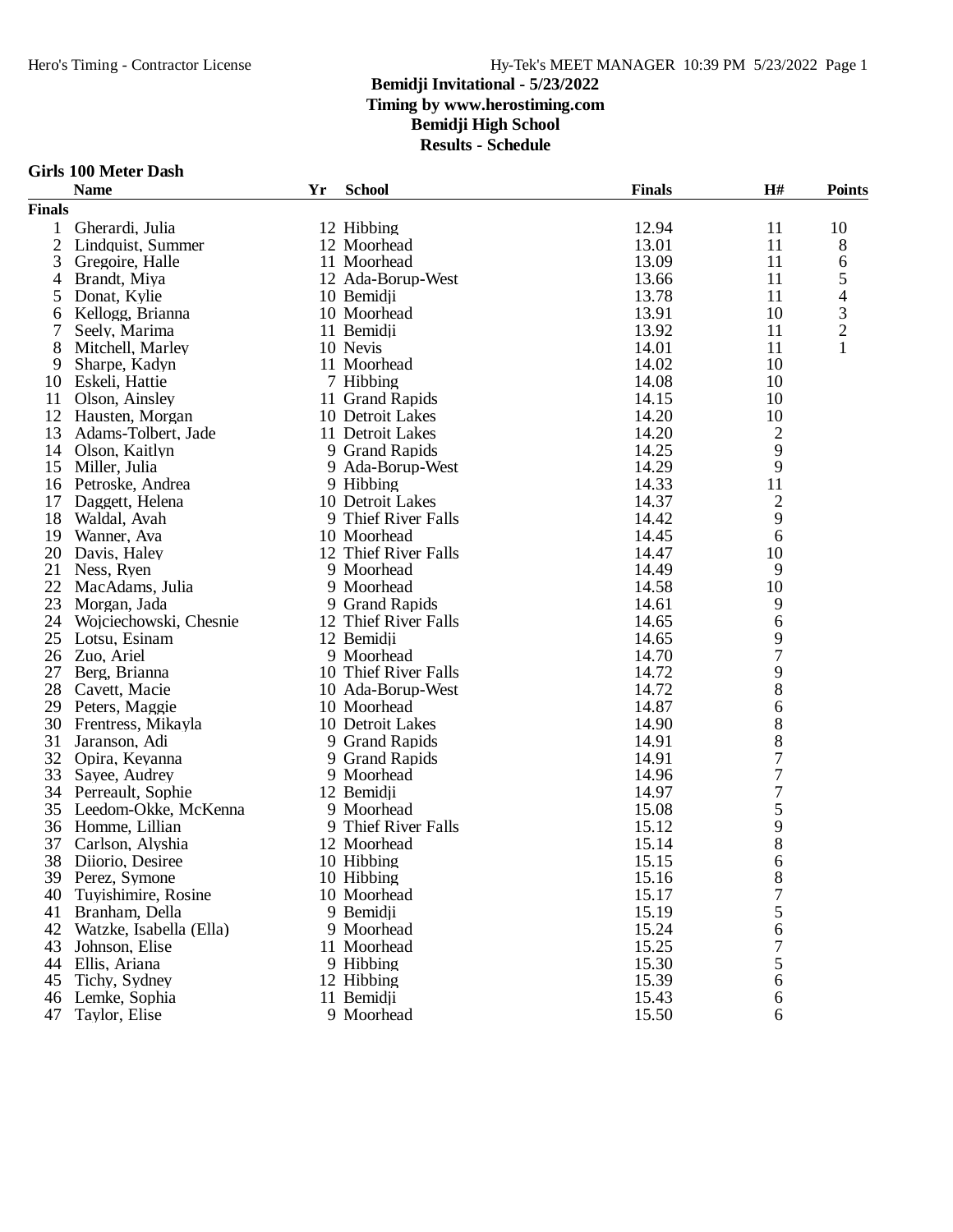# Bemidji Invitational - 5/23/2022

**Timing by www.herostiming.com**

**Bemidji High School**

**Results - Schedule**

### Girls 100 Meter Dash

| | Name | Yr | School | Finals | H# | Points |
|---|---|---|---|---|---|---|
| **Finals** | | | | | | |
| 1 | Gherardi, Julia | 12 | Hibbing | 12.94 | 11 | 10 |
| 2 | Lindquist, Summer | 12 | Moorhead | 13.01 | 11 | 8 |
| 3 | Gregoire, Halle | 11 | Moorhead | 13.09 | 11 | 6 |
| 4 | Brandt, Miya | 12 | Ada-Borup-West | 13.66 | 11 | 5 |
| 5 | Donat, Kylie | 10 | Bemidji | 13.78 | 11 | 4 |
| 6 | Kellogg, Brianna | 10 | Moorhead | 13.91 | 10 | 3 |
| 7 | Seely, Marima | 11 | Bemidji | 13.92 | 11 | 2 |
| 8 | Mitchell, Marley | 10 | Nevis | 14.01 | 11 | 1 |
| 9 | Sharpe, Kadyn | 11 | Moorhead | 14.02 | 10 | |
| 10 | Eskeli, Hattie | 7 | Hibbing | 14.08 | 10 | |
| 11 | Olson, Ainsley | 11 | Grand Rapids | 14.15 | 10 | |
| 12 | Hausten, Morgan | 10 | Detroit Lakes | 14.20 | 10 | |
| 13 | Adams-Tolbert, Jade | 11 | Detroit Lakes | 14.20 | 2 | |
| 14 | Olson, Kaitlyn | 9 | Grand Rapids | 14.25 | 9 | |
| 15 | Miller, Julia | 9 | Ada-Borup-West | 14.29 | 9 | |
| 16 | Petroske, Andrea | 9 | Hibbing | 14.33 | 11 | |
| 17 | Daggett, Helena | 10 | Detroit Lakes | 14.37 | 2 | |
| 18 | Waldal, Avah | 9 | Thief River Falls | 14.42 | 9 | |
| 19 | Wanner, Ava | 10 | Moorhead | 14.45 | 6 | |
| 20 | Davis, Haley | 12 | Thief River Falls | 14.47 | 10 | |
| 21 | Ness, Ryen | 9 | Moorhead | 14.49 | 9 | |
| 22 | MacAdams, Julia | 9 | Moorhead | 14.58 | 10 | |
| 23 | Morgan, Jada | 9 | Grand Rapids | 14.61 | 9 | |
| 24 | Wojciechowski, Chesnie | 12 | Thief River Falls | 14.65 | 6 | |
| 25 | Lotsu, Esinam | 12 | Bemidji | 14.65 | 9 | |
| 26 | Zuo, Ariel | 9 | Moorhead | 14.70 | 7 | |
| 27 | Berg, Brianna | 10 | Thief River Falls | 14.72 | 9 | |
| 28 | Cavett, Macie | 10 | Ada-Borup-West | 14.72 | 8 | |
| 29 | Peters, Maggie | 10 | Moorhead | 14.87 | 6 | |
| 30 | Frentress, Mikayla | 10 | Detroit Lakes | 14.90 | 8 | |
| 31 | Jaranson, Adi | 9 | Grand Rapids | 14.91 | 8 | |
| 32 | Opira, Keyanna | 9 | Grand Rapids | 14.91 | 7 | |
| 33 | Sayee, Audrey | 9 | Moorhead | 14.96 | 7 | |
| 34 | Perreault, Sophie | 12 | Bemidji | 14.97 | 7 | |
| 35 | Leedom-Okke, McKenna | 9 | Moorhead | 15.08 | 5 | |
| 36 | Homme, Lillian | 9 | Thief River Falls | 15.12 | 9 | |
| 37 | Carlson, Alyshia | 12 | Moorhead | 15.14 | 8 | |
| 38 | Diiorio, Desiree | 10 | Hibbing | 15.15 | 6 | |
| 39 | Perez, Symone | 10 | Hibbing | 15.16 | 8 | |
| 40 | Tuyishimire, Rosine | 10 | Moorhead | 15.17 | 7 | |
| 41 | Branham, Della | 9 | Bemidji | 15.19 | 5 | |
| 42 | Watzke, Isabella (Ella) | 9 | Moorhead | 15.24 | 6 | |
| 43 | Johnson, Elise | 11 | Moorhead | 15.25 | 7 | |
| 44 | Ellis, Ariana | 9 | Hibbing | 15.30 | 5 | |
| 45 | Tichy, Sydney | 12 | Hibbing | 15.39 | 6 | |
| 46 | Lemke, Sophia | 11 | Bemidji | 15.43 | 6 | |
| 47 | Taylor, Elise | 9 | Moorhead | 15.50 | 6 | |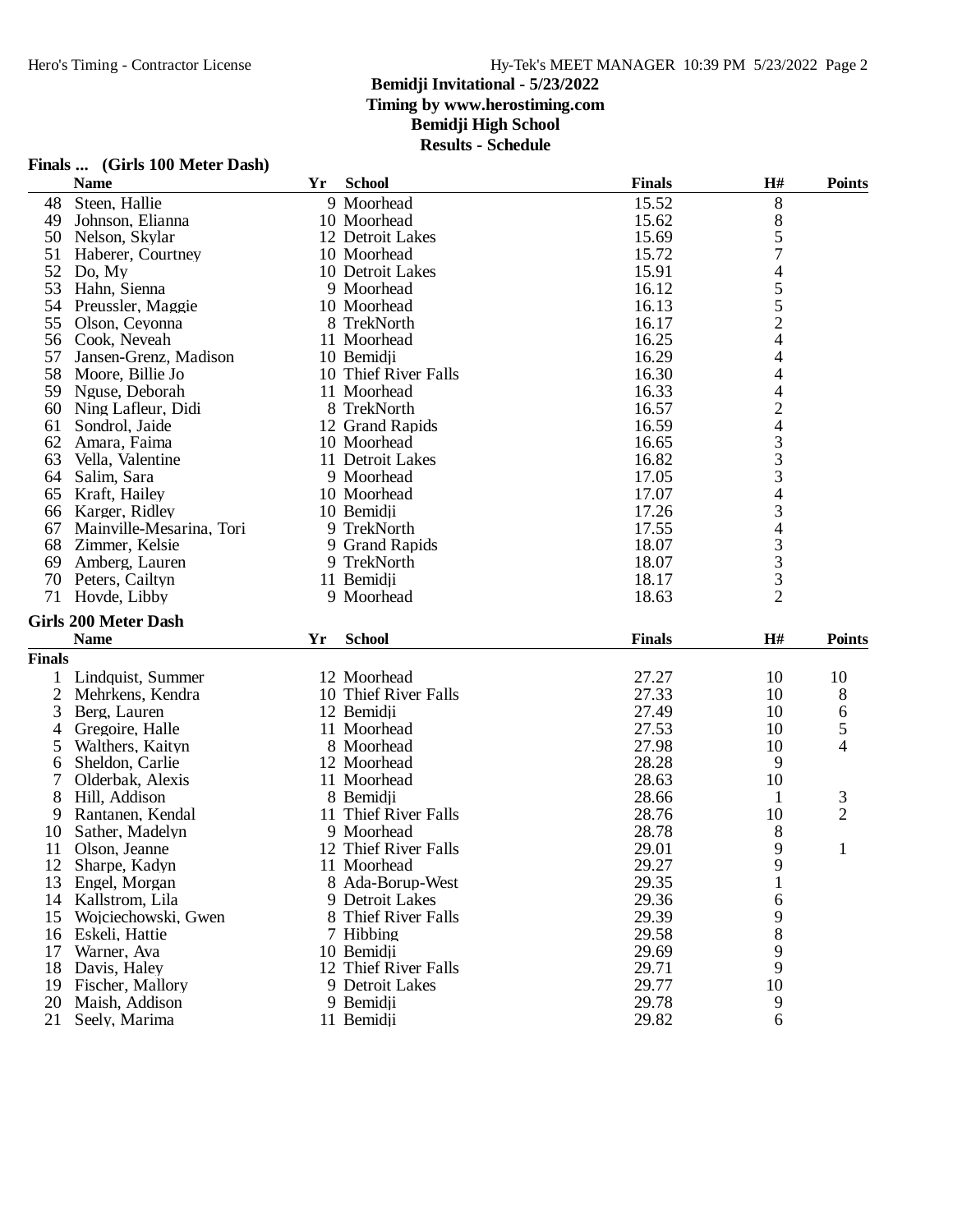# Bemidji Invitational - 5/23/2022

**Timing by www.herostiming.com**

**Bemidji High School**

**Results - Schedule**

### Finals ... (Girls 100 Meter Dash)

| | Name | Yr | School | Finals | H# | Points |
|---|---|---|---|---|---|---|
| 48 | Steen, Hallie | 9 | Moorhead | 15.52 | 8 | |
| 49 | Johnson, Elianna | 10 | Moorhead | 15.62 | 8 | |
| 50 | Nelson, Skylar | 12 | Detroit Lakes | 15.69 | 5 | |
| 51 | Haberer, Courtney | 10 | Moorhead | 15.72 | 7 | |
| 52 | Do, My | 10 | Detroit Lakes | 15.91 | 4 | |
| 53 | Hahn, Sienna | 9 | Moorhead | 16.12 | 5 | |
| 54 | Preussler, Maggie | 10 | Moorhead | 16.13 | 5 | |
| 55 | Olson, Ceyonna | 8 | TrekNorth | 16.17 | 2 | |
| 56 | Cook, Neveah | 11 | Moorhead | 16.25 | 4 | |
| 57 | Jansen-Grenz, Madison | 10 | Bemidji | 16.29 | 4 | |
| 58 | Moore, Billie Jo | 10 | Thief River Falls | 16.30 | 4 | |
| 59 | Nguse, Deborah | 11 | Moorhead | 16.33 | 4 | |
| 60 | Ning Lafleur, Didi | 8 | TrekNorth | 16.57 | 2 | |
| 61 | Sondrol, Jaide | 12 | Grand Rapids | 16.59 | 4 | |
| 62 | Amara, Faima | 10 | Moorhead | 16.65 | 3 | |
| 63 | Vella, Valentine | 11 | Detroit Lakes | 16.82 | 3 | |
| 64 | Salim, Sara | 9 | Moorhead | 17.05 | 3 | |
| 65 | Kraft, Hailey | 10 | Moorhead | 17.07 | 4 | |
| 66 | Karger, Ridley | 10 | Bemidji | 17.26 | 3 | |
| 67 | Mainville-Mesarina, Tori | 9 | TrekNorth | 17.55 | 4 | |
| 68 | Zimmer, Kelsie | 9 | Grand Rapids | 18.07 | 3 | |
| 69 | Amberg, Lauren | 9 | TrekNorth | 18.07 | 3 | |
| 70 | Peters, Cailtyn | 11 | Bemidji | 18.17 | 3 | |
| 71 | Hovde, Libby | 9 | Moorhead | 18.63 | 2 | |

### Girls 200 Meter Dash

**Finals**

| | Name | Yr | School | Finals | H# | Points |
|---|---|---|---|---|---|---|
| 1 | Lindquist, Summer | 12 | Moorhead | 27.27 | 10 | 10 |
| 2 | Mehrkens, Kendra | 10 | Thief River Falls | 27.33 | 10 | 8 |
| 3 | Berg, Lauren | 12 | Bemidji | 27.49 | 10 | 6 |
| 4 | Gregoire, Halle | 11 | Moorhead | 27.53 | 10 | 5 |
| 5 | Walthers, Kaityn | 8 | Moorhead | 27.98 | 10 | 4 |
| 6 | Sheldon, Carlie | 12 | Moorhead | 28.28 | 9 | |
| 7 | Olderbak, Alexis | 11 | Moorhead | 28.63 | 10 | |
| 8 | Hill, Addison | 8 | Bemidji | 28.66 | 1 | 3 |
| 9 | Rantanen, Kendal | 11 | Thief River Falls | 28.76 | 10 | 2 |
| 10 | Sather, Madelyn | 9 | Moorhead | 28.78 | 8 | |
| 11 | Olson, Jeanne | 12 | Thief River Falls | 29.01 | 9 | 1 |
| 12 | Sharpe, Kadyn | 11 | Moorhead | 29.27 | 9 | |
| 13 | Engel, Morgan | 8 | Ada-Borup-West | 29.35 | 1 | |
| 14 | Kallstrom, Lila | 9 | Detroit Lakes | 29.36 | 6 | |
| 15 | Wojciechowski, Gwen | 8 | Thief River Falls | 29.39 | 9 | |
| 16 | Eskeli, Hattie | 7 | Hibbing | 29.58 | 8 | |
| 17 | Warner, Ava | 10 | Bemidji | 29.69 | 9 | |
| 18 | Davis, Haley | 12 | Thief River Falls | 29.71 | 9 | |
| 19 | Fischer, Mallory | 9 | Detroit Lakes | 29.77 | 10 | |
| 20 | Maish, Addison | 9 | Bemidji | 29.78 | 9 | |
| 21 | Seely, Marima | 11 | Bemidji | 29.82 | 6 | |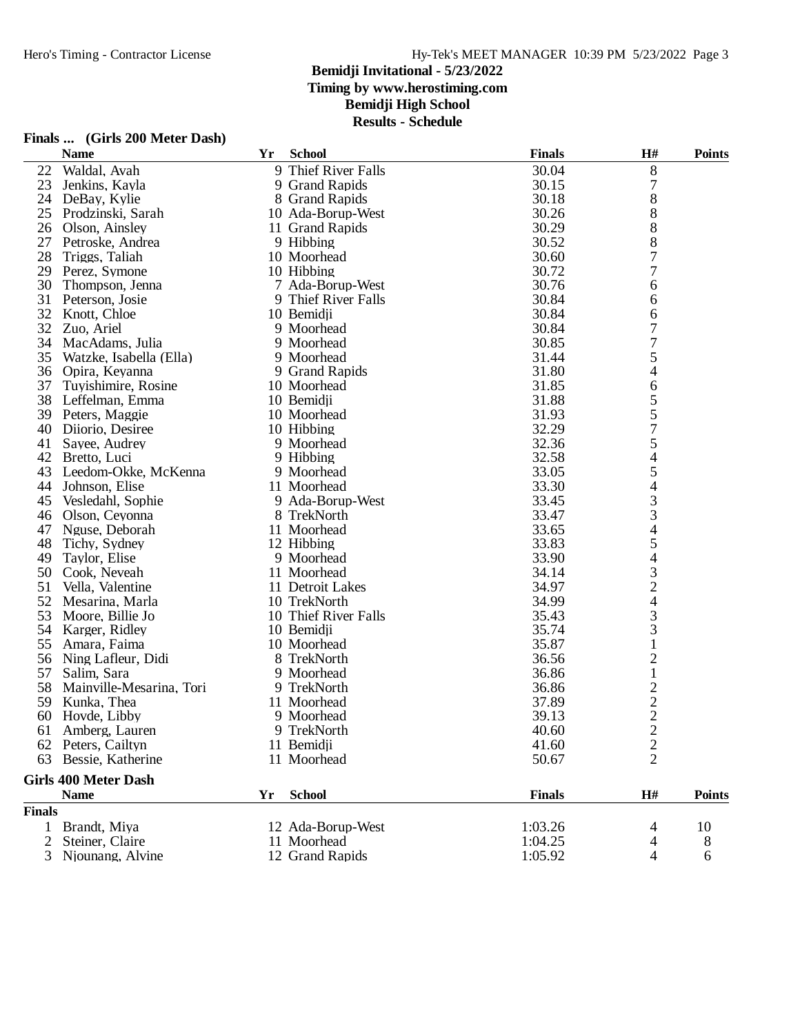# Bemidji Invitational - 5/23/2022

**Timing by www.herostiming.com**

**Bemidji High School**

**Results - Schedule**

### Finals ... (Girls 200 Meter Dash)

| | Name | Yr | School | Finals | H# | Points |
|---|---|---|---|---|---|---|
| 22 | Waldal, Avah | 9 | Thief River Falls | 30.04 | 8 | |
| 23 | Jenkins, Kayla | 9 | Grand Rapids | 30.15 | 7 | |
| 24 | DeBay, Kylie | 8 | Grand Rapids | 30.18 | 8 | |
| 25 | Prodzinski, Sarah | 10 | Ada-Borup-West | 30.26 | 8 | |
| 26 | Olson, Ainsley | 11 | Grand Rapids | 30.29 | 8 | |
| 27 | Petroske, Andrea | 9 | Hibbing | 30.52 | 8 | |
| 28 | Triggs, Taliah | 10 | Moorhead | 30.60 | 7 | |
| 29 | Perez, Symone | 10 | Hibbing | 30.72 | 7 | |
| 30 | Thompson, Jenna | 7 | Ada-Borup-West | 30.76 | 6 | |
| 31 | Peterson, Josie | 9 | Thief River Falls | 30.84 | 6 | |
| 32 | Knott, Chloe | 10 | Bemidji | 30.84 | 6 | |
| 32 | Zuo, Ariel | 9 | Moorhead | 30.84 | 7 | |
| 34 | MacAdams, Julia | 9 | Moorhead | 30.85 | 7 | |
| 35 | Watzke, Isabella (Ella) | 9 | Moorhead | 31.44 | 5 | |
| 36 | Opira, Keyanna | 9 | Grand Rapids | 31.80 | 4 | |
| 37 | Tuyishimire, Rosine | 10 | Moorhead | 31.85 | 6 | |
| 38 | Leffelman, Emma | 10 | Bemidji | 31.88 | 5 | |
| 39 | Peters, Maggie | 10 | Moorhead | 31.93 | 5 | |
| 40 | Diiorio, Desiree | 10 | Hibbing | 32.29 | 7 | |
| 41 | Sayee, Audrey | 9 | Moorhead | 32.36 | 5 | |
| 42 | Bretto, Luci | 9 | Hibbing | 32.58 | 4 | |
| 43 | Leedom-Okke, McKenna | 9 | Moorhead | 33.05 | 5 | |
| 44 | Johnson, Elise | 11 | Moorhead | 33.30 | 4 | |
| 45 | Vesledahl, Sophie | 9 | Ada-Borup-West | 33.45 | 3 | |
| 46 | Olson, Ceyonna | 8 | TrekNorth | 33.47 | 3 | |
| 47 | Nguse, Deborah | 11 | Moorhead | 33.65 | 4 | |
| 48 | Tichy, Sydney | 12 | Hibbing | 33.83 | 5 | |
| 49 | Taylor, Elise | 9 | Moorhead | 33.90 | 4 | |
| 50 | Cook, Neveah | 11 | Moorhead | 34.14 | 3 | |
| 51 | Vella, Valentine | 11 | Detroit Lakes | 34.97 | 2 | |
| 52 | Mesarina, Marla | 10 | TrekNorth | 34.99 | 4 | |
| 53 | Moore, Billie Jo | 10 | Thief River Falls | 35.43 | 3 | |
| 54 | Karger, Ridley | 10 | Bemidji | 35.74 | 3 | |
| 55 | Amara, Faima | 10 | Moorhead | 35.87 | 1 | |
| 56 | Ning Lafleur, Didi | 8 | TrekNorth | 36.56 | 2 | |
| 57 | Salim, Sara | 9 | Moorhead | 36.86 | 1 | |
| 58 | Mainville-Mesarina, Tori | 9 | TrekNorth | 36.86 | 2 | |
| 59 | Kunka, Thea | 11 | Moorhead | 37.89 | 2 | |
| 60 | Hovde, Libby | 9 | Moorhead | 39.13 | 2 | |
| 61 | Amberg, Lauren | 9 | TrekNorth | 40.60 | 2 | |
| 62 | Peters, Cailtyn | 11 | Bemidji | 41.60 | 2 | |
| 63 | Bessie, Katherine | 11 | Moorhead | 50.67 | 2 | |

### Girls 400 Meter Dash

| | Name | Yr | School | Finals | H# | Points |
|---|---|---|---|---|---|---|
| **Finals** | | | | | | |
| 1 | Brandt, Miya | 12 | Ada-Borup-West | 1:03.26 | 4 | 10 |
| 2 | Steiner, Claire | 11 | Moorhead | 1:04.25 | 4 | 8 |
| 3 | Njounang, Alvine | 12 | Grand Rapids | 1:05.92 | 4 | 6 |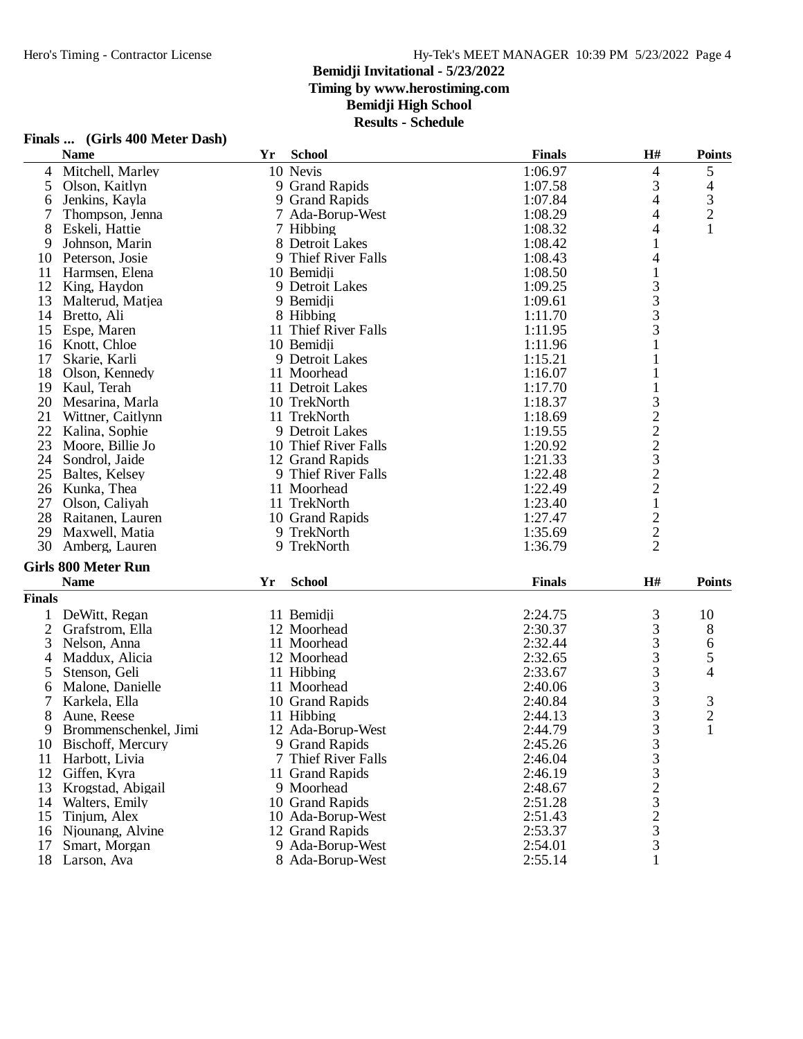# Bemidji Invitational - 5/23/2022

**Timing by www.herostiming.com**

**Bemidji High School**

**Results - Schedule**

### Finals ... (Girls 400 Meter Dash)

| | Name | Yr | School | Finals | H# | Points |
|---|---|---|---|---|---|---|
| 4 | Mitchell, Marley | 10 | Nevis | 1:06.97 | 4 | 5 |
| 5 | Olson, Kaitlyn | 9 | Grand Rapids | 1:07.58 | 3 | 4 |
| 6 | Jenkins, Kayla | 9 | Grand Rapids | 1:07.84 | 4 | 3 |
| 7 | Thompson, Jenna | 7 | Ada-Borup-West | 1:08.29 | 4 | 2 |
| 8 | Eskeli, Hattie | 7 | Hibbing | 1:08.32 | 4 | 1 |
| 9 | Johnson, Marin | 8 | Detroit Lakes | 1:08.42 | 1 | |
| 10 | Peterson, Josie | 9 | Thief River Falls | 1:08.43 | 4 | |
| 11 | Harmsen, Elena | 10 | Bemidji | 1:08.50 | 1 | |
| 12 | King, Haydon | 9 | Detroit Lakes | 1:09.25 | 3 | |
| 13 | Malterud, Matjea | 9 | Bemidji | 1:09.61 | 3 | |
| 14 | Bretto, Ali | 8 | Hibbing | 1:11.70 | 3 | |
| 15 | Espe, Maren | 11 | Thief River Falls | 1:11.95 | 3 | |
| 16 | Knott, Chloe | 10 | Bemidji | 1:11.96 | 1 | |
| 17 | Skarie, Karli | 9 | Detroit Lakes | 1:15.21 | 1 | |
| 18 | Olson, Kennedy | 11 | Moorhead | 1:16.07 | 1 | |
| 19 | Kaul, Terah | 11 | Detroit Lakes | 1:17.70 | 1 | |
| 20 | Mesarina, Marla | 10 | TrekNorth | 1:18.37 | 3 | |
| 21 | Wittner, Caitlynn | 11 | TrekNorth | 1:18.69 | 2 | |
| 22 | Kalina, Sophie | 9 | Detroit Lakes | 1:19.55 | 2 | |
| 23 | Moore, Billie Jo | 10 | Thief River Falls | 1:20.92 | 2 | |
| 24 | Sondrol, Jaide | 12 | Grand Rapids | 1:21.33 | 3 | |
| 25 | Baltes, Kelsey | 9 | Thief River Falls | 1:22.48 | 2 | |
| 26 | Kunka, Thea | 11 | Moorhead | 1:22.49 | 2 | |
| 27 | Olson, Caliyah | 11 | TrekNorth | 1:23.40 | 1 | |
| 28 | Raitanen, Lauren | 10 | Grand Rapids | 1:27.47 | 2 | |
| 29 | Maxwell, Matia | 9 | TrekNorth | 1:35.69 | 2 | |
| 30 | Amberg, Lauren | 9 | TrekNorth | 1:36.79 | 2 | |

### Girls 800 Meter Run

| | Name | Yr | School | Finals | H# | Points |
|---|---|---|---|---|---|---|
| **Finals** | | | | | | |
| 1 | DeWitt, Regan | 11 | Bemidji | 2:24.75 | 3 | 10 |
| 2 | Grafstrom, Ella | 12 | Moorhead | 2:30.37 | 3 | 8 |
| 3 | Nelson, Anna | 11 | Moorhead | 2:32.44 | 3 | 6 |
| 4 | Maddux, Alicia | 12 | Moorhead | 2:32.65 | 3 | 5 |
| 5 | Stenson, Geli | 11 | Hibbing | 2:33.67 | 3 | 4 |
| 6 | Malone, Danielle | 11 | Moorhead | 2:40.06 | 3 | |
| 7 | Karkela, Ella | 10 | Grand Rapids | 2:40.84 | 3 | 3 |
| 8 | Aune, Reese | 11 | Hibbing | 2:44.13 | 3 | 2 |
| 9 | Brommenschenkel, Jimi | 12 | Ada-Borup-West | 2:44.79 | 3 | 1 |
| 10 | Bischoff, Mercury | 9 | Grand Rapids | 2:45.26 | 3 | |
| 11 | Harbott, Livia | 7 | Thief River Falls | 2:46.04 | 3 | |
| 12 | Giffen, Kyra | 11 | Grand Rapids | 2:46.19 | 3 | |
| 13 | Krogstad, Abigail | 9 | Moorhead | 2:48.67 | 2 | |
| 14 | Walters, Emily | 10 | Grand Rapids | 2:51.28 | 3 | |
| 15 | Tinjum, Alex | 10 | Ada-Borup-West | 2:51.43 | 2 | |
| 16 | Njounang, Alvine | 12 | Grand Rapids | 2:53.37 | 3 | |
| 17 | Smart, Morgan | 9 | Ada-Borup-West | 2:54.01 | 3 | |
| 18 | Larson, Ava | 8 | Ada-Borup-West | 2:55.14 | 1 | |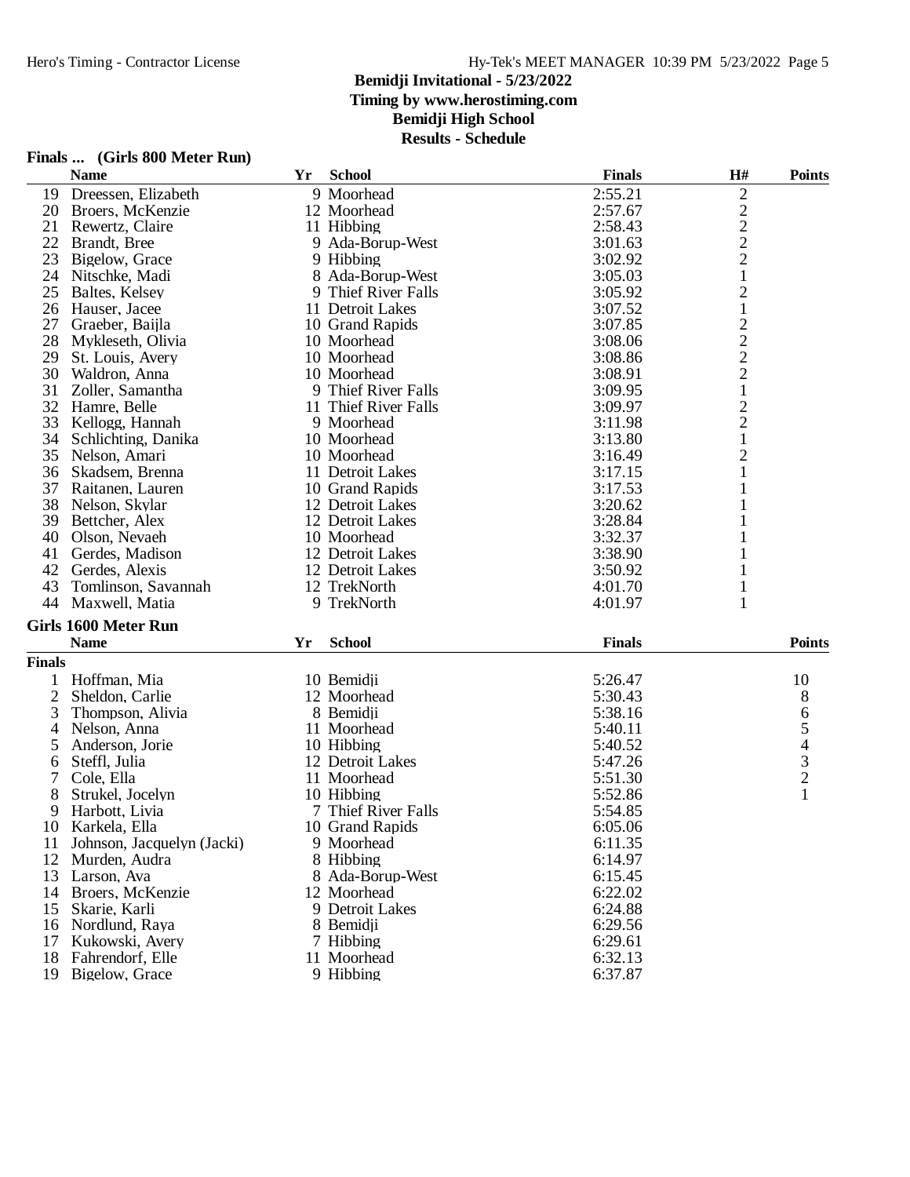## Bemidji Invitational - 5/23/2022
**Timing by www.herostiming.com**
**Bemidji High School**
**Results - Schedule**

### Finals ... (Girls 800 Meter Run)

| | Name | Yr | School | Finals | H# | Points |
|---|---|---|---|---|---|---|
| 19 | Dreessen, Elizabeth | 9 | Moorhead | 2:55.21 | 2 | |
| 20 | Broers, McKenzie | 12 | Moorhead | 2:57.67 | 2 | |
| 21 | Rewertz, Claire | 11 | Hibbing | 2:58.43 | 2 | |
| 22 | Brandt, Bree | 9 | Ada-Borup-West | 3:01.63 | 2 | |
| 23 | Bigelow, Grace | 9 | Hibbing | 3:02.92 | 2 | |
| 24 | Nitschke, Madi | 8 | Ada-Borup-West | 3:05.03 | 1 | |
| 25 | Baltes, Kelsey | 9 | Thief River Falls | 3:05.92 | 2 | |
| 26 | Hauser, Jacee | 11 | Detroit Lakes | 3:07.52 | 1 | |
| 27 | Graeber, Baijla | 10 | Grand Rapids | 3:07.85 | 2 | |
| 28 | Mykleseth, Olivia | 10 | Moorhead | 3:08.06 | 2 | |
| 29 | St. Louis, Avery | 10 | Moorhead | 3:08.86 | 2 | |
| 30 | Waldron, Anna | 10 | Moorhead | 3:08.91 | 2 | |
| 31 | Zoller, Samantha | 9 | Thief River Falls | 3:09.95 | 1 | |
| 32 | Hamre, Belle | 11 | Thief River Falls | 3:09.97 | 2 | |
| 33 | Kellogg, Hannah | 9 | Moorhead | 3:11.98 | 2 | |
| 34 | Schlichting, Danika | 10 | Moorhead | 3:13.80 | 1 | |
| 35 | Nelson, Amari | 10 | Moorhead | 3:16.49 | 2 | |
| 36 | Skadsem, Brenna | 11 | Detroit Lakes | 3:17.15 | 1 | |
| 37 | Raitanen, Lauren | 10 | Grand Rapids | 3:17.53 | 1 | |
| 38 | Nelson, Skylar | 12 | Detroit Lakes | 3:20.62 | 1 | |
| 39 | Bettcher, Alex | 12 | Detroit Lakes | 3:28.84 | 1 | |
| 40 | Olson, Nevaeh | 10 | Moorhead | 3:32.37 | 1 | |
| 41 | Gerdes, Madison | 12 | Detroit Lakes | 3:38.90 | 1 | |
| 42 | Gerdes, Alexis | 12 | Detroit Lakes | 3:50.92 | 1 | |
| 43 | Tomlinson, Savannah | 12 | TrekNorth | 4:01.70 | 1 | |
| 44 | Maxwell, Matia | 9 | TrekNorth | 4:01.97 | 1 | |

### Girls 1600 Meter Run

| | Name | Yr | School | Finals | Points |
|---|---|---|---|---|---|
| **Finals** | | | | | |
| 1 | Hoffman, Mia | 10 | Bemidji | 5:26.47 | 10 |
| 2 | Sheldon, Carlie | 12 | Moorhead | 5:30.43 | 8 |
| 3 | Thompson, Alivia | 8 | Bemidji | 5:38.16 | 6 |
| 4 | Nelson, Anna | 11 | Moorhead | 5:40.11 | 5 |
| 5 | Anderson, Jorie | 10 | Hibbing | 5:40.52 | 4 |
| 6 | Steffl, Julia | 12 | Detroit Lakes | 5:47.26 | 3 |
| 7 | Cole, Ella | 11 | Moorhead | 5:51.30 | 2 |
| 8 | Strukel, Jocelyn | 10 | Hibbing | 5:52.86 | 1 |
| 9 | Harbott, Livia | 7 | Thief River Falls | 5:54.85 | |
| 10 | Karkela, Ella | 10 | Grand Rapids | 6:05.06 | |
| 11 | Johnson, Jacquelyn (Jacki) | 9 | Moorhead | 6:11.35 | |
| 12 | Murden, Audra | 8 | Hibbing | 6:14.97 | |
| 13 | Larson, Ava | 8 | Ada-Borup-West | 6:15.45 | |
| 14 | Broers, McKenzie | 12 | Moorhead | 6:22.02 | |
| 15 | Skarie, Karli | 9 | Detroit Lakes | 6:24.88 | |
| 16 | Nordlund, Raya | 8 | Bemidji | 6:29.56 | |
| 17 | Kukowski, Avery | 7 | Hibbing | 6:29.61 | |
| 18 | Fahrendorf, Elle | 11 | Moorhead | 6:32.13 | |
| 19 | Bigelow, Grace | 9 | Hibbing | 6:37.87 | |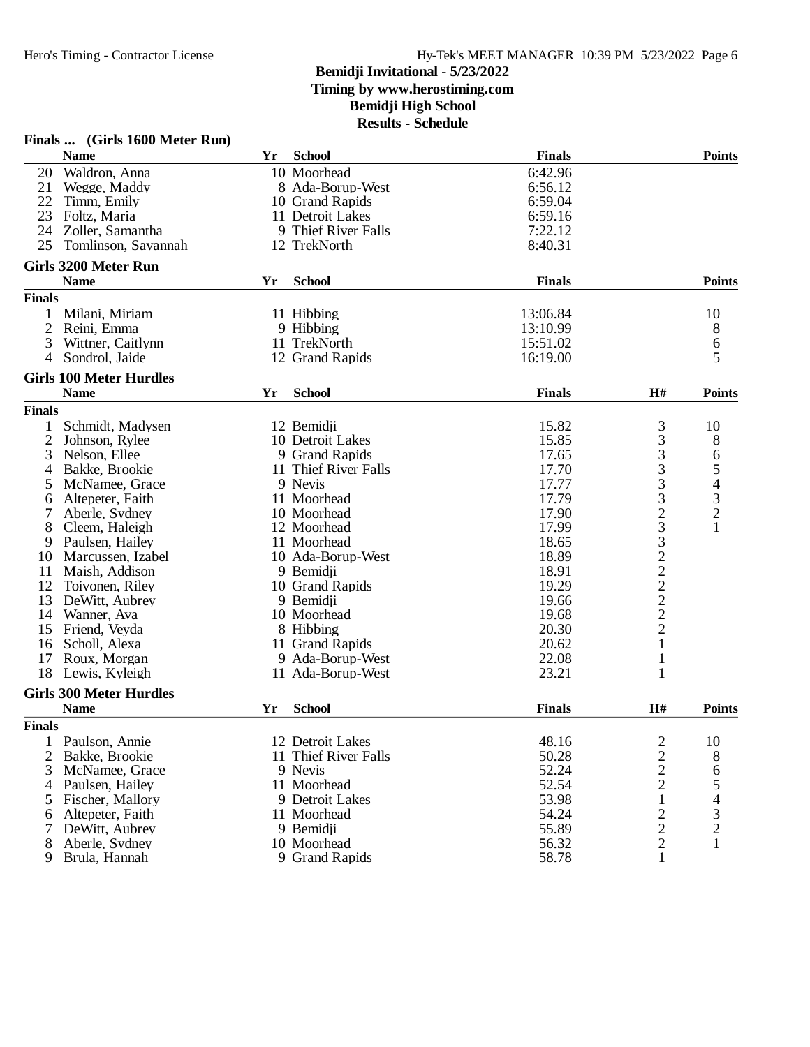# Bemidji Invitational - 5/23/2022

**Timing by www.herostiming.com**

**Bemidji High School**

**Results - Schedule**

### Finals ... (Girls 1600 Meter Run)

| | Name | Yr | School | Finals | Points |
|---|---|---|---|---|---|
| 20 | Waldron, Anna | 10 | Moorhead | 6:42.96 | |
| 21 | Wegge, Maddy | 8 | Ada-Borup-West | 6:56.12 | |
| 22 | Timm, Emily | 10 | Grand Rapids | 6:59.04 | |
| 23 | Foltz, Maria | 11 | Detroit Lakes | 6:59.16 | |
| 24 | Zoller, Samantha | 9 | Thief River Falls | 7:22.12 | |
| 25 | Tomlinson, Savannah | 12 | TrekNorth | 8:40.31 | |

### Girls 3200 Meter Run

**Finals**

| | Name | Yr | School | Finals | Points |
|---|---|---|---|---|---|
| 1 | Milani, Miriam | 11 | Hibbing | 13:06.84 | 10 |
| 2 | Reini, Emma | 9 | Hibbing | 13:10.99 | 8 |
| 3 | Wittner, Caitlynn | 11 | TrekNorth | 15:51.02 | 6 |
| 4 | Sondrol, Jaide | 12 | Grand Rapids | 16:19.00 | 5 |

### Girls 100 Meter Hurdles

**Finals**

| | Name | Yr | School | Finals | H# | Points |
|---|---|---|---|---|---|---|
| 1 | Schmidt, Madysen | 12 | Bemidji | 15.82 | 3 | 10 |
| 2 | Johnson, Rylee | 10 | Detroit Lakes | 15.85 | 3 | 8 |
| 3 | Nelson, Ellee | 9 | Grand Rapids | 17.65 | 3 | 6 |
| 4 | Bakke, Brookie | 11 | Thief River Falls | 17.70 | 3 | 5 |
| 5 | McNamee, Grace | 9 | Nevis | 17.77 | 3 | 4 |
| 6 | Altepeter, Faith | 11 | Moorhead | 17.79 | 3 | 3 |
| 7 | Aberle, Sydney | 10 | Moorhead | 17.90 | 2 | 2 |
| 8 | Cleem, Haleigh | 12 | Moorhead | 17.99 | 3 | 1 |
| 9 | Paulsen, Hailey | 11 | Moorhead | 18.65 | 3 | |
| 10 | Marcussen, Izabel | 10 | Ada-Borup-West | 18.89 | 2 | |
| 11 | Maish, Addison | 9 | Bemidji | 18.91 | 2 | |
| 12 | Toivonen, Riley | 10 | Grand Rapids | 19.29 | 2 | |
| 13 | DeWitt, Aubrey | 9 | Bemidji | 19.66 | 2 | |
| 14 | Wanner, Ava | 10 | Moorhead | 19.68 | 2 | |
| 15 | Friend, Veyda | 8 | Hibbing | 20.30 | 2 | |
| 16 | Scholl, Alexa | 11 | Grand Rapids | 20.62 | 1 | |
| 17 | Roux, Morgan | 9 | Ada-Borup-West | 22.08 | 1 | |
| 18 | Lewis, Kyleigh | 11 | Ada-Borup-West | 23.21 | 1 | |

### Girls 300 Meter Hurdles

**Finals**

| | Name | Yr | School | Finals | H# | Points |
|---|---|---|---|---|---|---|
| 1 | Paulson, Annie | 12 | Detroit Lakes | 48.16 | 2 | 10 |
| 2 | Bakke, Brookie | 11 | Thief River Falls | 50.28 | 2 | 8 |
| 3 | McNamee, Grace | 9 | Nevis | 52.24 | 2 | 6 |
| 4 | Paulsen, Hailey | 11 | Moorhead | 52.54 | 2 | 5 |
| 5 | Fischer, Mallory | 9 | Detroit Lakes | 53.98 | 1 | 4 |
| 6 | Altepeter, Faith | 11 | Moorhead | 54.24 | 2 | 3 |
| 7 | DeWitt, Aubrey | 9 | Bemidji | 55.89 | 2 | 2 |
| 8 | Aberle, Sydney | 10 | Moorhead | 56.32 | 2 | 1 |
| 9 | Brula, Hannah | 9 | Grand Rapids | 58.78 | 1 | |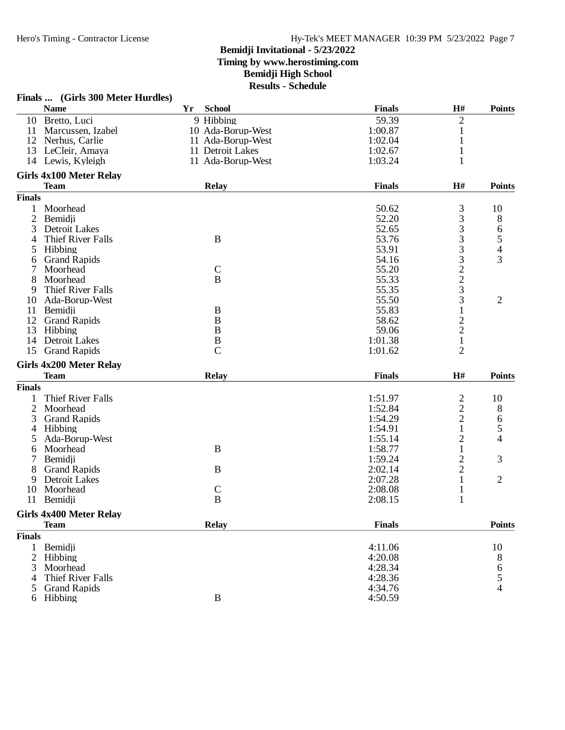## Bemidji Invitational - 5/23/2022

**Timing by www.herostiming.com**

**Bemidji High School**

**Results - Schedule**

### Finals ... (Girls 300 Meter Hurdles)

| | Name | Yr | School | Finals | H# | Points |
|---|---|---|---|---|---|---|
| 10 | Bretto, Luci | 9 | Hibbing | 59.39 | 2 | |
| 11 | Marcussen, Izabel | 10 | Ada-Borup-West | 1:00.87 | 1 | |
| 12 | Nerhus, Carlie | 11 | Ada-Borup-West | 1:02.04 | 1 | |
| 13 | LeCleir, Amaya | 11 | Detroit Lakes | 1:02.67 | 1 | |
| 14 | Lewis, Kyleigh | 11 | Ada-Borup-West | 1:03.24 | 1 | |

### Girls 4x100 Meter Relay

**Finals**

| | Team | Relay | Finals | H# | Points |
|---|---|---|---|---|---|
| 1 | Moorhead | | 50.62 | 3 | 10 |
| 2 | Bemidji | | 52.20 | 3 | 8 |
| 3 | Detroit Lakes | | 52.65 | 3 | 6 |
| 4 | Thief River Falls | B | 53.76 | 3 | 5 |
| 5 | Hibbing | | 53.91 | 3 | 4 |
| 6 | Grand Rapids | | 54.16 | 3 | 3 |
| 7 | Moorhead | C | 55.20 | 2 | |
| 8 | Moorhead | B | 55.33 | 2 | |
| 9 | Thief River Falls | | 55.35 | 3 | |
| 10 | Ada-Borup-West | | 55.50 | 3 | 2 |
| 11 | Bemidji | B | 55.83 | 1 | |
| 12 | Grand Rapids | B | 58.62 | 2 | |
| 13 | Hibbing | B | 59.06 | 2 | |
| 14 | Detroit Lakes | B | 1:01.38 | 1 | |
| 15 | Grand Rapids | C | 1:01.62 | 2 | |

### Girls 4x200 Meter Relay

**Finals**

| | Team | Relay | Finals | H# | Points |
|---|---|---|---|---|---|
| 1 | Thief River Falls | | 1:51.97 | 2 | 10 |
| 2 | Moorhead | | 1:52.84 | 2 | 8 |
| 3 | Grand Rapids | | 1:54.29 | 2 | 6 |
| 4 | Hibbing | | 1:54.91 | 1 | 5 |
| 5 | Ada-Borup-West | | 1:55.14 | 2 | 4 |
| 6 | Moorhead | B | 1:58.77 | 1 | |
| 7 | Bemidji | | 1:59.24 | 2 | 3 |
| 8 | Grand Rapids | B | 2:02.14 | 2 | |
| 9 | Detroit Lakes | | 2:07.28 | 1 | 2 |
| 10 | Moorhead | C | 2:08.08 | 1 | |
| 11 | Bemidji | B | 2:08.15 | 1 | |

### Girls 4x400 Meter Relay

**Finals**

| | Team | Relay | Finals | Points |
|---|---|---|---|---|
| 1 | Bemidji | | 4:11.06 | 10 |
| 2 | Hibbing | | 4:20.08 | 8 |
| 3 | Moorhead | | 4:28.34 | 6 |
| 4 | Thief River Falls | | 4:28.36 | 5 |
| 5 | Grand Rapids | | 4:34.76 | 4 |
| 6 | Hibbing | B | 4:50.59 | |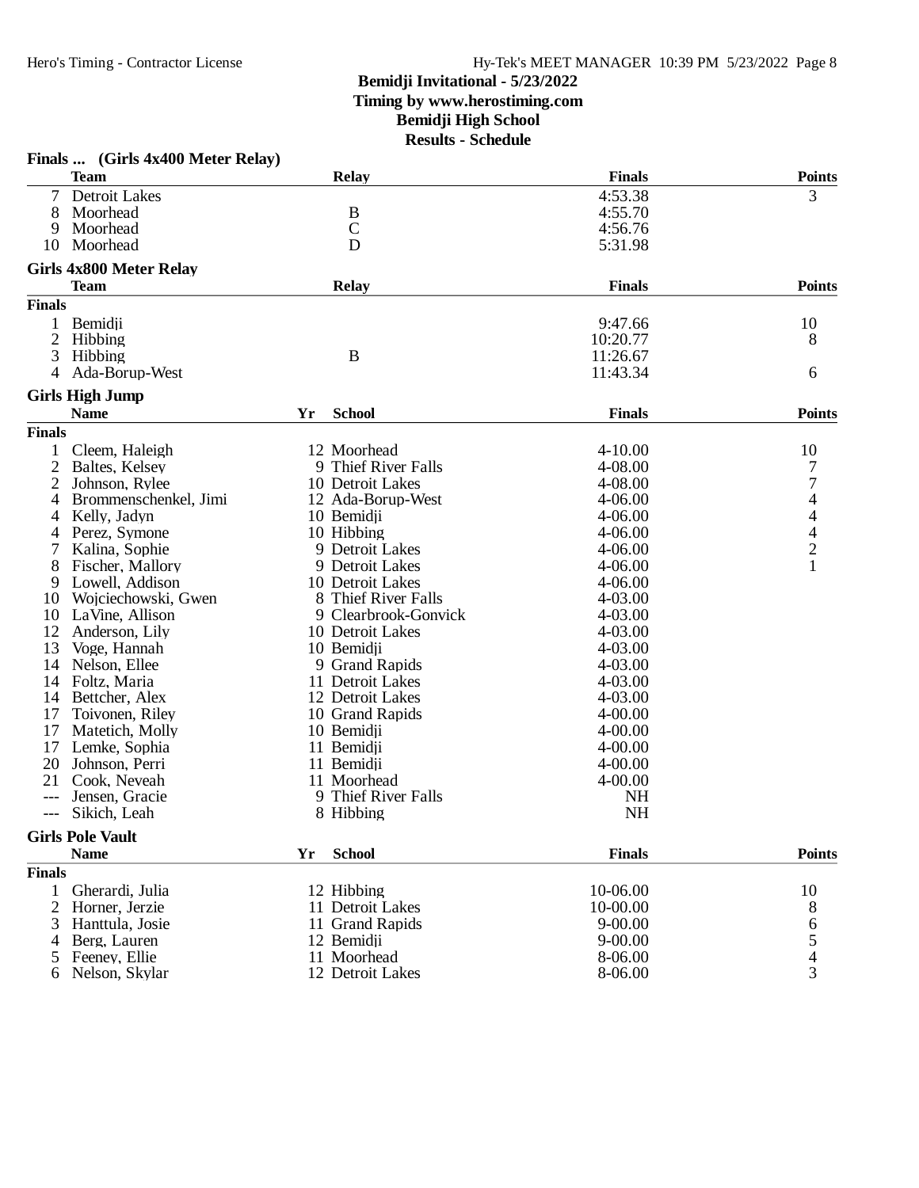# Bemidji Invitational - 5/23/2022

**Timing by www.herostiming.com**

**Bemidji High School**

**Results - Schedule**

## Finals ... (Girls 4x400 Meter Relay)

| | Team | Relay | Finals | Points |
|---|---|---|---|---|
| 7 | Detroit Lakes | | 4:53.38 | 3 |
| 8 | Moorhead | B | 4:55.70 | |
| 9 | Moorhead | C | 4:56.76 | |
| 10 | Moorhead | D | 5:31.98 | |

## Girls 4x800 Meter Relay

| | Team | Relay | Finals | Points |
|---|---|---|---|---|
| **Finals** | | | | |
| 1 | Bemidji | | 9:47.66 | 10 |
| 2 | Hibbing | | 10:20.77 | 8 |
| 3 | Hibbing | B | 11:26.67 | |
| 4 | Ada-Borup-West | | 11:43.34 | 6 |

## Girls High Jump

| | Name | Yr | School | Finals | Points |
|---|---|---|---|---|---|
| **Finals** | | | | | |
| 1 | Cleem, Haleigh | 12 | Moorhead | 4-10.00 | 10 |
| 2 | Baltes, Kelsey | 9 | Thief River Falls | 4-08.00 | 7 |
| 2 | Johnson, Rylee | 10 | Detroit Lakes | 4-08.00 | 7 |
| 4 | Brommenschenkel, Jimi | 12 | Ada-Borup-West | 4-06.00 | 4 |
| 4 | Kelly, Jadyn | 10 | Bemidji | 4-06.00 | 4 |
| 4 | Perez, Symone | 10 | Hibbing | 4-06.00 | 4 |
| 7 | Kalina, Sophie | 9 | Detroit Lakes | 4-06.00 | 2 |
| 8 | Fischer, Mallory | 9 | Detroit Lakes | 4-06.00 | 1 |
| 9 | Lowell, Addison | 10 | Detroit Lakes | 4-06.00 | |
| 10 | Wojciechowski, Gwen | 8 | Thief River Falls | 4-03.00 | |
| 10 | LaVine, Allison | 9 | Clearbrook-Gonvick | 4-03.00 | |
| 12 | Anderson, Lily | 10 | Detroit Lakes | 4-03.00 | |
| 13 | Voge, Hannah | 10 | Bemidji | 4-03.00 | |
| 14 | Nelson, Ellee | 9 | Grand Rapids | 4-03.00 | |
| 14 | Foltz, Maria | 11 | Detroit Lakes | 4-03.00 | |
| 14 | Bettcher, Alex | 12 | Detroit Lakes | 4-03.00 | |
| 17 | Toivonen, Riley | 10 | Grand Rapids | 4-00.00 | |
| 17 | Matetich, Molly | 10 | Bemidji | 4-00.00 | |
| 17 | Lemke, Sophia | 11 | Bemidji | 4-00.00 | |
| 20 | Johnson, Perri | 11 | Bemidji | 4-00.00 | |
| 21 | Cook, Neveah | 11 | Moorhead | 4-00.00 | |
| --- | Jensen, Gracie | 9 | Thief River Falls | NH | |
| --- | Sikich, Leah | 8 | Hibbing | NH | |

## Girls Pole Vault

| | Name | Yr | School | Finals | Points |
|---|---|---|---|---|---|
| **Finals** | | | | | |
| 1 | Gherardi, Julia | 12 | Hibbing | 10-06.00 | 10 |
| 2 | Horner, Jerzie | 11 | Detroit Lakes | 10-00.00 | 8 |
| 3 | Hanttula, Josie | 11 | Grand Rapids | 9-00.00 | 6 |
| 4 | Berg, Lauren | 12 | Bemidji | 9-00.00 | 5 |
| 5 | Feeney, Ellie | 11 | Moorhead | 8-06.00 | 4 |
| 6 | Nelson, Skylar | 12 | Detroit Lakes | 8-06.00 | 3 |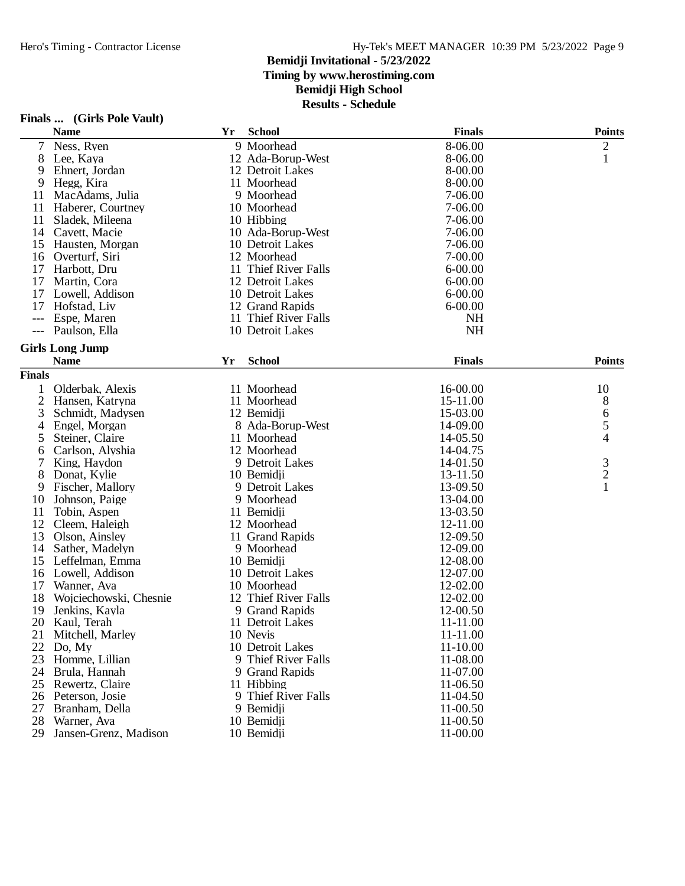# Bemidji Invitational - 5/23/2022

**Timing by www.herostiming.com**

**Bemidji High School**

**Results - Schedule**

### Finals ... (Girls Pole Vault)

| | Name | Yr | School | Finals | Points |
|---|---|---|---|---|---|
| 7 | Ness, Ryen | 9 | Moorhead | 8-06.00 | 2 |
| 8 | Lee, Kaya | 12 | Ada-Borup-West | 8-06.00 | 1 |
| 9 | Ehnert, Jordan | 12 | Detroit Lakes | 8-00.00 | |
| 9 | Hegg, Kira | 11 | Moorhead | 8-00.00 | |
| 11 | MacAdams, Julia | 9 | Moorhead | 7-06.00 | |
| 11 | Haberer, Courtney | 10 | Moorhead | 7-06.00 | |
| 11 | Sladek, Mileena | 10 | Hibbing | 7-06.00 | |
| 14 | Cavett, Macie | 10 | Ada-Borup-West | 7-06.00 | |
| 15 | Hausten, Morgan | 10 | Detroit Lakes | 7-06.00 | |
| 16 | Overturf, Siri | 12 | Moorhead | 7-00.00 | |
| 17 | Harbott, Dru | 11 | Thief River Falls | 6-00.00 | |
| 17 | Martin, Cora | 12 | Detroit Lakes | 6-00.00 | |
| 17 | Lowell, Addison | 10 | Detroit Lakes | 6-00.00 | |
| 17 | Hofstad, Liv | 12 | Grand Rapids | 6-00.00 | |
| --- | Espe, Maren | 11 | Thief River Falls | NH | |
| --- | Paulson, Ella | 10 | Detroit Lakes | NH | |

### Girls Long Jump

**Finals**

| | Name | Yr | School | Finals | Points |
|---|---|---|---|---|---|
| 1 | Olderbak, Alexis | 11 | Moorhead | 16-00.00 | 10 |
| 2 | Hansen, Katryna | 11 | Moorhead | 15-11.00 | 8 |
| 3 | Schmidt, Madysen | 12 | Bemidji | 15-03.00 | 6 |
| 4 | Engel, Morgan | 8 | Ada-Borup-West | 14-09.00 | 5 |
| 5 | Steiner, Claire | 11 | Moorhead | 14-05.50 | 4 |
| 6 | Carlson, Alyshia | 12 | Moorhead | 14-04.75 | |
| 7 | King, Haydon | 9 | Detroit Lakes | 14-01.50 | 3 |
| 8 | Donat, Kylie | 10 | Bemidji | 13-11.50 | 2 |
| 9 | Fischer, Mallory | 9 | Detroit Lakes | 13-09.50 | 1 |
| 10 | Johnson, Paige | 9 | Moorhead | 13-04.00 | |
| 11 | Tobin, Aspen | 11 | Bemidji | 13-03.50 | |
| 12 | Cleem, Haleigh | 12 | Moorhead | 12-11.00 | |
| 13 | Olson, Ainsley | 11 | Grand Rapids | 12-09.50 | |
| 14 | Sather, Madelyn | 9 | Moorhead | 12-09.00 | |
| 15 | Leffelman, Emma | 10 | Bemidji | 12-08.00 | |
| 16 | Lowell, Addison | 10 | Detroit Lakes | 12-07.00 | |
| 17 | Wanner, Ava | 10 | Moorhead | 12-02.00 | |
| 18 | Wojciechowski, Chesnie | 12 | Thief River Falls | 12-02.00 | |
| 19 | Jenkins, Kayla | 9 | Grand Rapids | 12-00.50 | |
| 20 | Kaul, Terah | 11 | Detroit Lakes | 11-11.00 | |
| 21 | Mitchell, Marley | 10 | Nevis | 11-11.00 | |
| 22 | Do, My | 10 | Detroit Lakes | 11-10.00 | |
| 23 | Homme, Lillian | 9 | Thief River Falls | 11-08.00 | |
| 24 | Brula, Hannah | 9 | Grand Rapids | 11-07.00 | |
| 25 | Rewertz, Claire | 11 | Hibbing | 11-06.50 | |
| 26 | Peterson, Josie | 9 | Thief River Falls | 11-04.50 | |
| 27 | Branham, Della | 9 | Bemidji | 11-00.50 | |
| 28 | Warner, Ava | 10 | Bemidji | 11-00.50 | |
| 29 | Jansen-Grenz, Madison | 10 | Bemidji | 11-00.00 | |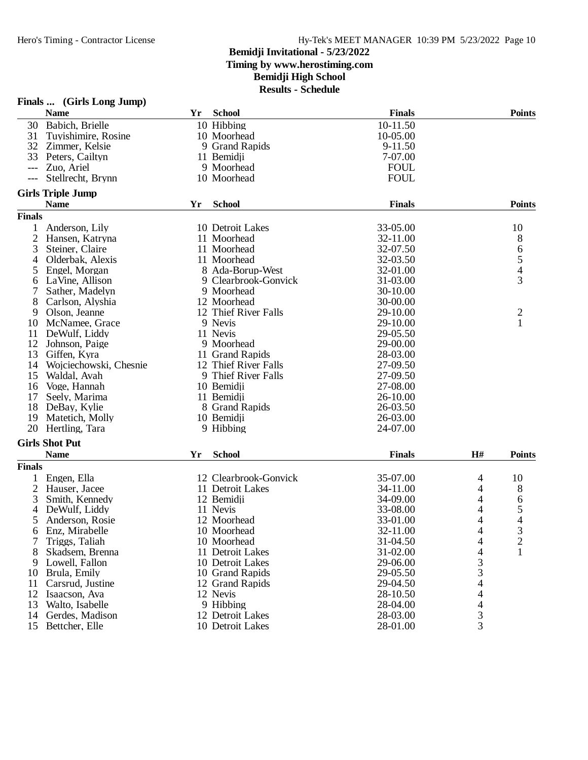**Bemidji Invitational - 5/23/2022**
**Timing by www.herostiming.com**
**Bemidji High School**
**Results - Schedule**

### Finals ... (Girls Long Jump)

| | Name | Yr | School | Finals | Points |
|---|---|---|---|---|---|
| 30 | Babich, Brielle | 10 | Hibbing | 10-11.50 | |
| 31 | Tuyishimire, Rosine | 10 | Moorhead | 10-05.00 | |
| 32 | Zimmer, Kelsie | 9 | Grand Rapids | 9-11.50 | |
| 33 | Peters, Cailtyn | 11 | Bemidji | 7-07.00 | |
| --- | Zuo, Ariel | 9 | Moorhead | FOUL | |
| --- | Stellrecht, Brynn | 10 | Moorhead | FOUL | |

### Girls Triple Jump

**Finals**

| | Name | Yr | School | Finals | Points |
|---|---|---|---|---|---|
| 1 | Anderson, Lily | 10 | Detroit Lakes | 33-05.00 | 10 |
| 2 | Hansen, Katryna | 11 | Moorhead | 32-11.00 | 8 |
| 3 | Steiner, Claire | 11 | Moorhead | 32-07.50 | 6 |
| 4 | Olderbak, Alexis | 11 | Moorhead | 32-03.50 | 5 |
| 5 | Engel, Morgan | 8 | Ada-Borup-West | 32-01.00 | 4 |
| 6 | LaVine, Allison | 9 | Clearbrook-Gonvick | 31-03.00 | 3 |
| 7 | Sather, Madelyn | 9 | Moorhead | 30-10.00 | |
| 8 | Carlson, Alyshia | 12 | Moorhead | 30-00.00 | |
| 9 | Olson, Jeanne | 12 | Thief River Falls | 29-10.00 | 2 |
| 10 | McNamee, Grace | 9 | Nevis | 29-10.00 | 1 |
| 11 | DeWulf, Liddy | 11 | Nevis | 29-05.50 | |
| 12 | Johnson, Paige | 9 | Moorhead | 29-00.00 | |
| 13 | Giffen, Kyra | 11 | Grand Rapids | 28-03.00 | |
| 14 | Wojciechowski, Chesnie | 12 | Thief River Falls | 27-09.50 | |
| 15 | Waldal, Avah | 9 | Thief River Falls | 27-09.50 | |
| 16 | Voge, Hannah | 10 | Bemidji | 27-08.00 | |
| 17 | Seely, Marima | 11 | Bemidji | 26-10.00 | |
| 18 | DeBay, Kylie | 8 | Grand Rapids | 26-03.50 | |
| 19 | Matetich, Molly | 10 | Bemidji | 26-03.00 | |
| 20 | Hertling, Tara | 9 | Hibbing | 24-07.00 | |

### Girls Shot Put

**Finals**

| | Name | Yr | School | Finals | H# | Points |
|---|---|---|---|---|---|---|
| 1 | Engen, Ella | 12 | Clearbrook-Gonvick | 35-07.00 | 4 | 10 |
| 2 | Hauser, Jacee | 11 | Detroit Lakes | 34-11.00 | 4 | 8 |
| 3 | Smith, Kennedy | 12 | Bemidji | 34-09.00 | 4 | 6 |
| 4 | DeWulf, Liddy | 11 | Nevis | 33-08.00 | 4 | 5 |
| 5 | Anderson, Rosie | 12 | Moorhead | 33-01.00 | 4 | 4 |
| 6 | Enz, Mirabelle | 10 | Moorhead | 32-11.00 | 4 | 3 |
| 7 | Triggs, Taliah | 10 | Moorhead | 31-04.50 | 4 | 2 |
| 8 | Skadsem, Brenna | 11 | Detroit Lakes | 31-02.00 | 4 | 1 |
| 9 | Lowell, Fallon | 10 | Detroit Lakes | 29-06.00 | 3 | |
| 10 | Brula, Emily | 10 | Grand Rapids | 29-05.50 | 3 | |
| 11 | Carsrud, Justine | 12 | Grand Rapids | 29-04.50 | 4 | |
| 12 | Isaacson, Ava | 12 | Nevis | 28-10.50 | 4 | |
| 13 | Walto, Isabelle | 9 | Hibbing | 28-04.00 | 4 | |
| 14 | Gerdes, Madison | 12 | Detroit Lakes | 28-03.00 | 3 | |
| 15 | Bettcher, Elle | 10 | Detroit Lakes | 28-01.00 | 3 | |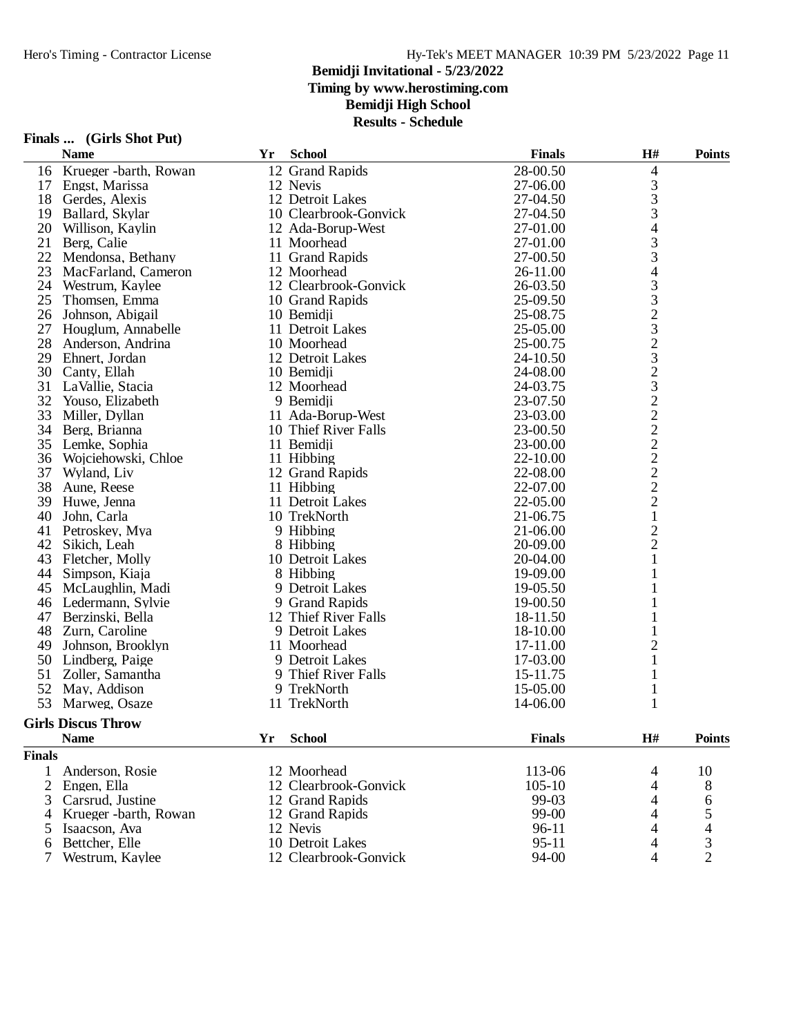## Bemidji Invitational - 5/23/2022

**Timing by www.herostiming.com**

**Bemidji High School**

**Results - Schedule**

### Finals ... (Girls Shot Put)

| | Name | Yr | School | Finals | H# | Points |
|---|---|---|---|---|---|---|
| 16 | Krueger -barth, Rowan | 12 | Grand Rapids | 28-00.50 | 4 | |
| 17 | Engst, Marissa | 12 | Nevis | 27-06.00 | 3 | |
| 18 | Gerdes, Alexis | 12 | Detroit Lakes | 27-04.50 | 3 | |
| 19 | Ballard, Skylar | 10 | Clearbrook-Gonvick | 27-04.50 | 3 | |
| 20 | Willison, Kaylin | 12 | Ada-Borup-West | 27-01.00 | 4 | |
| 21 | Berg, Calie | 11 | Moorhead | 27-01.00 | 3 | |
| 22 | Mendonsa, Bethany | 11 | Grand Rapids | 27-00.50 | 3 | |
| 23 | MacFarland, Cameron | 12 | Moorhead | 26-11.00 | 4 | |
| 24 | Westrum, Kaylee | 12 | Clearbrook-Gonvick | 26-03.50 | 3 | |
| 25 | Thomsen, Emma | 10 | Grand Rapids | 25-09.50 | 3 | |
| 26 | Johnson, Abigail | 10 | Bemidji | 25-08.75 | 2 | |
| 27 | Houglum, Annabelle | 11 | Detroit Lakes | 25-05.00 | 3 | |
| 28 | Anderson, Andrina | 10 | Moorhead | 25-00.75 | 2 | |
| 29 | Ehnert, Jordan | 12 | Detroit Lakes | 24-10.50 | 3 | |
| 30 | Canty, Ellah | 10 | Bemidji | 24-08.00 | 2 | |
| 31 | LaVallie, Stacia | 12 | Moorhead | 24-03.75 | 3 | |
| 32 | Youso, Elizabeth | 9 | Bemidji | 23-07.50 | 2 | |
| 33 | Miller, Dyllan | 11 | Ada-Borup-West | 23-03.00 | 2 | |
| 34 | Berg, Brianna | 10 | Thief River Falls | 23-00.50 | 2 | |
| 35 | Lemke, Sophia | 11 | Bemidji | 23-00.00 | 2 | |
| 36 | Wojciehowski, Chloe | 11 | Hibbing | 22-10.00 | 2 | |
| 37 | Wyland, Liv | 12 | Grand Rapids | 22-08.00 | 2 | |
| 38 | Aune, Reese | 11 | Hibbing | 22-07.00 | 2 | |
| 39 | Huwe, Jenna | 11 | Detroit Lakes | 22-05.00 | 2 | |
| 40 | John, Carla | 10 | TrekNorth | 21-06.75 | 1 | |
| 41 | Petroskey, Mya | 9 | Hibbing | 21-06.00 | 2 | |
| 42 | Sikich, Leah | 8 | Hibbing | 20-09.00 | 2 | |
| 43 | Fletcher, Molly | 10 | Detroit Lakes | 20-04.00 | 1 | |
| 44 | Simpson, Kiaja | 8 | Hibbing | 19-09.00 | 1 | |
| 45 | McLaughlin, Madi | 9 | Detroit Lakes | 19-05.50 | 1 | |
| 46 | Ledermann, Sylvie | 9 | Grand Rapids | 19-00.50 | 1 | |
| 47 | Berzinski, Bella | 12 | Thief River Falls | 18-11.50 | 1 | |
| 48 | Zurn, Caroline | 9 | Detroit Lakes | 18-10.00 | 1 | |
| 49 | Johnson, Brooklyn | 11 | Moorhead | 17-11.00 | 2 | |
| 50 | Lindberg, Paige | 9 | Detroit Lakes | 17-03.00 | 1 | |
| 51 | Zoller, Samantha | 9 | Thief River Falls | 15-11.75 | 1 | |
| 52 | May, Addison | 9 | TrekNorth | 15-05.00 | 1 | |
| 53 | Marweg, Osaze | 11 | TrekNorth | 14-06.00 | 1 | |

### Girls Discus Throw

| | Name | Yr | School | Finals | H# | Points |
|---|---|---|---|---|---|---|
| **Finals** | | | | | | |
| 1 | Anderson, Rosie | 12 | Moorhead | 113-06 | 4 | 10 |
| 2 | Engen, Ella | 12 | Clearbrook-Gonvick | 105-10 | 4 | 8 |
| 3 | Carsrud, Justine | 12 | Grand Rapids | 99-03 | 4 | 6 |
| 4 | Krueger -barth, Rowan | 12 | Grand Rapids | 99-00 | 4 | 5 |
| 5 | Isaacson, Ava | 12 | Nevis | 96-11 | 4 | 4 |
| 6 | Bettcher, Elle | 10 | Detroit Lakes | 95-11 | 4 | 3 |
| 7 | Westrum, Kaylee | 12 | Clearbrook-Gonvick | 94-00 | 4 | 2 |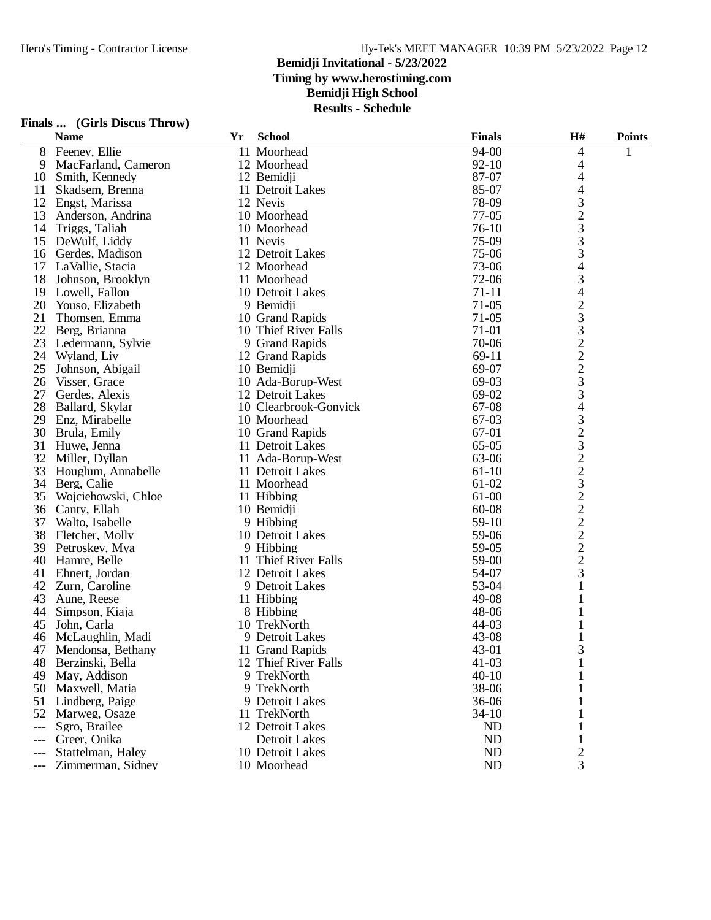**Bemidji Invitational - 5/23/2022**
**Timing by www.herostiming.com**
**Bemidji High School**
**Results - Schedule**

**Finals ... (Girls Discus Throw)**

| | Name | Yr | School | Finals | H# | Points |
|---|---|---|---|---|---|---|
| 8 | Feeney, Ellie | 11 | Moorhead | 94-00 | 4 | 1 |
| 9 | MacFarland, Cameron | 12 | Moorhead | 92-10 | 4 | |
| 10 | Smith, Kennedy | 12 | Bemidji | 87-07 | 4 | |
| 11 | Skadsem, Brenna | 11 | Detroit Lakes | 85-07 | 4 | |
| 12 | Engst, Marissa | 12 | Nevis | 78-09 | 3 | |
| 13 | Anderson, Andrina | 10 | Moorhead | 77-05 | 2 | |
| 14 | Triggs, Taliah | 10 | Moorhead | 76-10 | 3 | |
| 15 | DeWulf, Liddy | 11 | Nevis | 75-09 | 3 | |
| 16 | Gerdes, Madison | 12 | Detroit Lakes | 75-06 | 3 | |
| 17 | LaVallie, Stacia | 12 | Moorhead | 73-06 | 4 | |
| 18 | Johnson, Brooklyn | 11 | Moorhead | 72-06 | 3 | |
| 19 | Lowell, Fallon | 10 | Detroit Lakes | 71-11 | 4 | |
| 20 | Youso, Elizabeth | 9 | Bemidji | 71-05 | 2 | |
| 21 | Thomsen, Emma | 10 | Grand Rapids | 71-05 | 3 | |
| 22 | Berg, Brianna | 10 | Thief River Falls | 71-01 | 3 | |
| 23 | Ledermann, Sylvie | 9 | Grand Rapids | 70-06 | 2 | |
| 24 | Wyland, Liv | 12 | Grand Rapids | 69-11 | 2 | |
| 25 | Johnson, Abigail | 10 | Bemidji | 69-07 | 2 | |
| 26 | Visser, Grace | 10 | Ada-Borup-West | 69-03 | 3 | |
| 27 | Gerdes, Alexis | 12 | Detroit Lakes | 69-02 | 3 | |
| 28 | Ballard, Skylar | 10 | Clearbrook-Gonvick | 67-08 | 4 | |
| 29 | Enz, Mirabelle | 10 | Moorhead | 67-03 | 3 | |
| 30 | Brula, Emily | 10 | Grand Rapids | 67-01 | 2 | |
| 31 | Huwe, Jenna | 11 | Detroit Lakes | 65-05 | 3 | |
| 32 | Miller, Dyllan | 11 | Ada-Borup-West | 63-06 | 2 | |
| 33 | Houglum, Annabelle | 11 | Detroit Lakes | 61-10 | 2 | |
| 34 | Berg, Calie | 11 | Moorhead | 61-02 | 3 | |
| 35 | Wojciehowski, Chloe | 11 | Hibbing | 61-00 | 2 | |
| 36 | Canty, Ellah | 10 | Bemidji | 60-08 | 2 | |
| 37 | Walto, Isabelle | 9 | Hibbing | 59-10 | 2 | |
| 38 | Fletcher, Molly | 10 | Detroit Lakes | 59-06 | 2 | |
| 39 | Petroskey, Mya | 9 | Hibbing | 59-05 | 2 | |
| 40 | Hamre, Belle | 11 | Thief River Falls | 59-00 | 2 | |
| 41 | Ehnert, Jordan | 12 | Detroit Lakes | 54-07 | 3 | |
| 42 | Zurn, Caroline | 9 | Detroit Lakes | 53-04 | 1 | |
| 43 | Aune, Reese | 11 | Hibbing | 49-08 | 1 | |
| 44 | Simpson, Kiaja | 8 | Hibbing | 48-06 | 1 | |
| 45 | John, Carla | 10 | TrekNorth | 44-03 | 1 | |
| 46 | McLaughlin, Madi | 9 | Detroit Lakes | 43-08 | 1 | |
| 47 | Mendonsa, Bethany | 11 | Grand Rapids | 43-01 | 3 | |
| 48 | Berzinski, Bella | 12 | Thief River Falls | 41-03 | 1 | |
| 49 | May, Addison | 9 | TrekNorth | 40-10 | 1 | |
| 50 | Maxwell, Matia | 9 | TrekNorth | 38-06 | 1 | |
| 51 | Lindberg, Paige | 9 | Detroit Lakes | 36-06 | 1 | |
| 52 | Marweg, Osaze | 11 | TrekNorth | 34-10 | 1 | |
| --- | Sgro, Brailee | 12 | Detroit Lakes | ND | 1 | |
| --- | Greer, Onika | | Detroit Lakes | ND | 1 | |
| --- | Stattelman, Haley | 10 | Detroit Lakes | ND | 2 | |
| --- | Zimmerman, Sidney | 10 | Moorhead | ND | 3 | |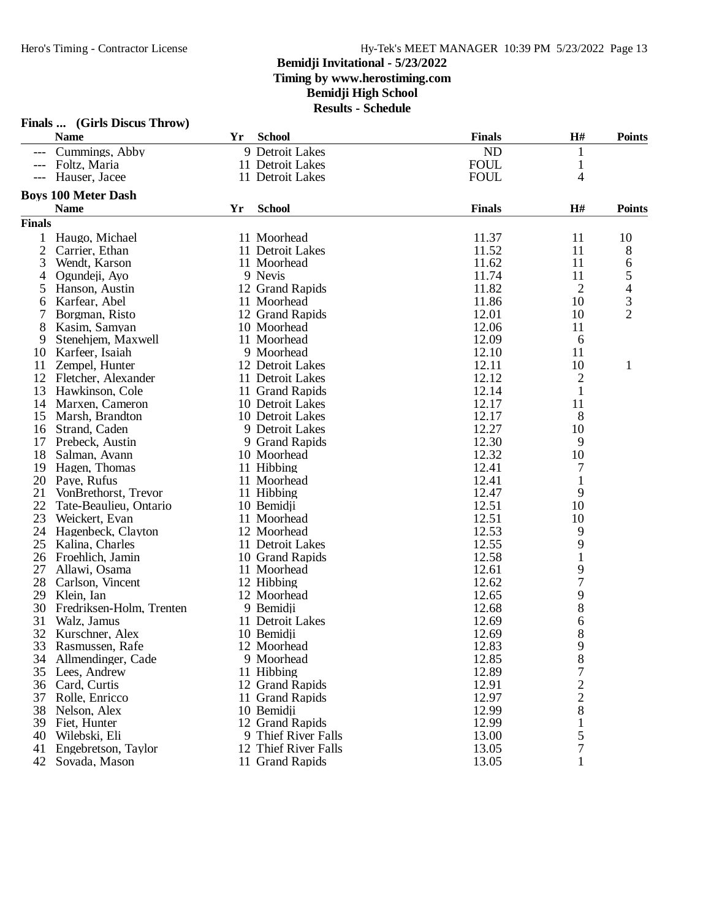Bemidji Invitational - 5/23/2022
Timing by www.herostiming.com
Bemidji High School
Results - Schedule

### Finals ... (Girls Discus Throw)

| | Name | Yr | School | Finals | H# | Points |
|---|---|---|---|---|---|---|
| --- | Cummings, Abby | 9 | Detroit Lakes | ND | 1 | |
| --- | Foltz, Maria | 11 | Detroit Lakes | FOUL | 1 | |
| --- | Hauser, Jacee | 11 | Detroit Lakes | FOUL | 4 | |

### Boys 100 Meter Dash

**Finals**

| | Name | Yr | School | Finals | H# | Points |
|---|---|---|---|---|---|---|
| 1 | Haugo, Michael | 11 | Moorhead | 11.37 | 11 | 10 |
| 2 | Carrier, Ethan | 11 | Detroit Lakes | 11.52 | 11 | 8 |
| 3 | Wendt, Karson | 11 | Moorhead | 11.62 | 11 | 6 |
| 4 | Ogundeji, Ayo | 9 | Nevis | 11.74 | 11 | 5 |
| 5 | Hanson, Austin | 12 | Grand Rapids | 11.82 | 2 | 4 |
| 6 | Karfear, Abel | 11 | Moorhead | 11.86 | 10 | 3 |
| 7 | Borgman, Risto | 12 | Grand Rapids | 12.01 | 10 | 2 |
| 8 | Kasim, Samyan | 10 | Moorhead | 12.06 | 11 | |
| 9 | Stenehjem, Maxwell | 11 | Moorhead | 12.09 | 6 | |
| 10 | Karfeer, Isaiah | 9 | Moorhead | 12.10 | 11 | |
| 11 | Zempel, Hunter | 12 | Detroit Lakes | 12.11 | 10 | 1 |
| 12 | Fletcher, Alexander | 11 | Detroit Lakes | 12.12 | 2 | |
| 13 | Hawkinson, Cole | 11 | Grand Rapids | 12.14 | 1 | |
| 14 | Marxen, Cameron | 10 | Detroit Lakes | 12.17 | 11 | |
| 15 | Marsh, Brandton | 10 | Detroit Lakes | 12.17 | 8 | |
| 16 | Strand, Caden | 9 | Detroit Lakes | 12.27 | 10 | |
| 17 | Prebeck, Austin | 9 | Grand Rapids | 12.30 | 9 | |
| 18 | Salman, Avann | 10 | Moorhead | 12.32 | 10 | |
| 19 | Hagen, Thomas | 11 | Hibbing | 12.41 | 7 | |
| 20 | Paye, Rufus | 11 | Moorhead | 12.41 | 1 | |
| 21 | VonBrethorst, Trevor | 11 | Hibbing | 12.47 | 9 | |
| 22 | Tate-Beaulieu, Ontario | 10 | Bemidji | 12.51 | 10 | |
| 23 | Weickert, Evan | 11 | Moorhead | 12.51 | 10 | |
| 24 | Hagenbeck, Clayton | 12 | Moorhead | 12.53 | 9 | |
| 25 | Kalina, Charles | 11 | Detroit Lakes | 12.55 | 9 | |
| 26 | Froehlich, Jamin | 10 | Grand Rapids | 12.58 | 1 | |
| 27 | Allawi, Osama | 11 | Moorhead | 12.61 | 9 | |
| 28 | Carlson, Vincent | 12 | Hibbing | 12.62 | 7 | |
| 29 | Klein, Ian | 12 | Moorhead | 12.65 | 9 | |
| 30 | Fredriksen-Holm, Trenten | 9 | Bemidji | 12.68 | 8 | |
| 31 | Walz, Jamus | 11 | Detroit Lakes | 12.69 | 6 | |
| 32 | Kurschner, Alex | 10 | Bemidji | 12.69 | 8 | |
| 33 | Rasmussen, Rafe | 12 | Moorhead | 12.83 | 9 | |
| 34 | Allmendinger, Cade | 9 | Moorhead | 12.85 | 8 | |
| 35 | Lees, Andrew | 11 | Hibbing | 12.89 | 7 | |
| 36 | Card, Curtis | 12 | Grand Rapids | 12.91 | 2 | |
| 37 | Rolle, Enricco | 11 | Grand Rapids | 12.97 | 2 | |
| 38 | Nelson, Alex | 10 | Bemidji | 12.99 | 8 | |
| 39 | Fiet, Hunter | 12 | Grand Rapids | 12.99 | 1 | |
| 40 | Wilebski, Eli | 9 | Thief River Falls | 13.00 | 5 | |
| 41 | Engebretson, Taylor | 12 | Thief River Falls | 13.05 | 7 | |
| 42 | Sovada, Mason | 11 | Grand Rapids | 13.05 | 1 | |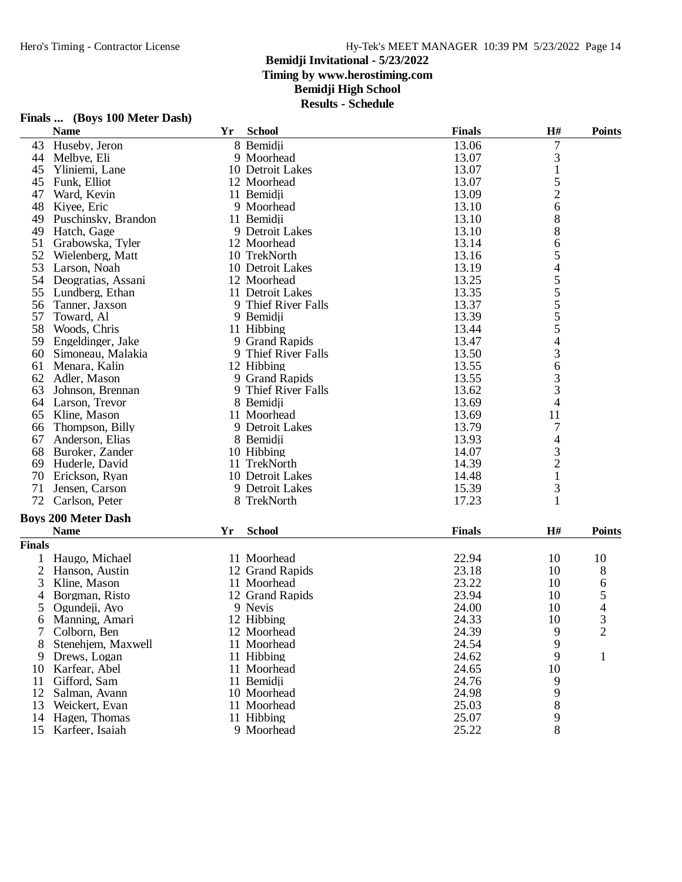# Bemidji Invitational - 5/23/2022

**Timing by www.herostiming.com**

**Bemidji High School**

**Results - Schedule**

## Finals ... (Boys 100 Meter Dash)

| | Name | Yr | School | Finals | H# | Points |
|---|---|---|---|---|---|---|
| 43 | Huseby, Jeron | 8 | Bemidji | 13.06 | 7 | |
| 44 | Melbye, Eli | 9 | Moorhead | 13.07 | 3 | |
| 45 | Yliniemi, Lane | 10 | Detroit Lakes | 13.07 | 1 | |
| 45 | Funk, Elliot | 12 | Moorhead | 13.07 | 5 | |
| 47 | Ward, Kevin | 11 | Bemidji | 13.09 | 2 | |
| 48 | Kiyee, Eric | 9 | Moorhead | 13.10 | 6 | |
| 49 | Puschinsky, Brandon | 11 | Bemidji | 13.10 | 8 | |
| 49 | Hatch, Gage | 9 | Detroit Lakes | 13.10 | 8 | |
| 51 | Grabowska, Tyler | 12 | Moorhead | 13.14 | 6 | |
| 52 | Wielenberg, Matt | 10 | TrekNorth | 13.16 | 5 | |
| 53 | Larson, Noah | 10 | Detroit Lakes | 13.19 | 4 | |
| 54 | Deogratias, Assani | 12 | Moorhead | 13.25 | 5 | |
| 55 | Lundberg, Ethan | 11 | Detroit Lakes | 13.35 | 5 | |
| 56 | Tanner, Jaxson | 9 | Thief River Falls | 13.37 | 5 | |
| 57 | Toward, Al | 9 | Bemidji | 13.39 | 5 | |
| 58 | Woods, Chris | 11 | Hibbing | 13.44 | 5 | |
| 59 | Engeldinger, Jake | 9 | Grand Rapids | 13.47 | 4 | |
| 60 | Simoneau, Malakia | 9 | Thief River Falls | 13.50 | 3 | |
| 61 | Menara, Kalin | 12 | Hibbing | 13.55 | 6 | |
| 62 | Adler, Mason | 9 | Grand Rapids | 13.55 | 3 | |
| 63 | Johnson, Brennan | 9 | Thief River Falls | 13.62 | 3 | |
| 64 | Larson, Trevor | 8 | Bemidji | 13.69 | 4 | |
| 65 | Kline, Mason | 11 | Moorhead | 13.69 | 11 | |
| 66 | Thompson, Billy | 9 | Detroit Lakes | 13.79 | 7 | |
| 67 | Anderson, Elias | 8 | Bemidji | 13.93 | 4 | |
| 68 | Buroker, Zander | 10 | Hibbing | 14.07 | 3 | |
| 69 | Huderle, David | 11 | TrekNorth | 14.39 | 2 | |
| 70 | Erickson, Ryan | 10 | Detroit Lakes | 14.48 | 1 | |
| 71 | Jensen, Carson | 9 | Detroit Lakes | 15.39 | 3 | |
| 72 | Carlson, Peter | 8 | TrekNorth | 17.23 | 1 | |

## Boys 200 Meter Dash

| | Name | Yr | School | Finals | H# | Points |
|---|---|---|---|---|---|---|
| **Finals** | | | | | | |
| 1 | Haugo, Michael | 11 | Moorhead | 22.94 | 10 | 10 |
| 2 | Hanson, Austin | 12 | Grand Rapids | 23.18 | 10 | 8 |
| 3 | Kline, Mason | 11 | Moorhead | 23.22 | 10 | 6 |
| 4 | Borgman, Risto | 12 | Grand Rapids | 23.94 | 10 | 5 |
| 5 | Ogundeji, Ayo | 9 | Nevis | 24.00 | 10 | 4 |
| 6 | Manning, Amari | 12 | Hibbing | 24.33 | 10 | 3 |
| 7 | Colborn, Ben | 12 | Moorhead | 24.39 | 9 | 2 |
| 8 | Stenehjem, Maxwell | 11 | Moorhead | 24.54 | 9 | |
| 9 | Drews, Logan | 11 | Hibbing | 24.62 | 9 | 1 |
| 10 | Karfear, Abel | 11 | Moorhead | 24.65 | 10 | |
| 11 | Gifford, Sam | 11 | Bemidji | 24.76 | 9 | |
| 12 | Salman, Avann | 10 | Moorhead | 24.98 | 9 | |
| 13 | Weickert, Evan | 11 | Moorhead | 25.03 | 8 | |
| 14 | Hagen, Thomas | 11 | Hibbing | 25.07 | 9 | |
| 15 | Karfeer, Isaiah | 9 | Moorhead | 25.22 | 8 | |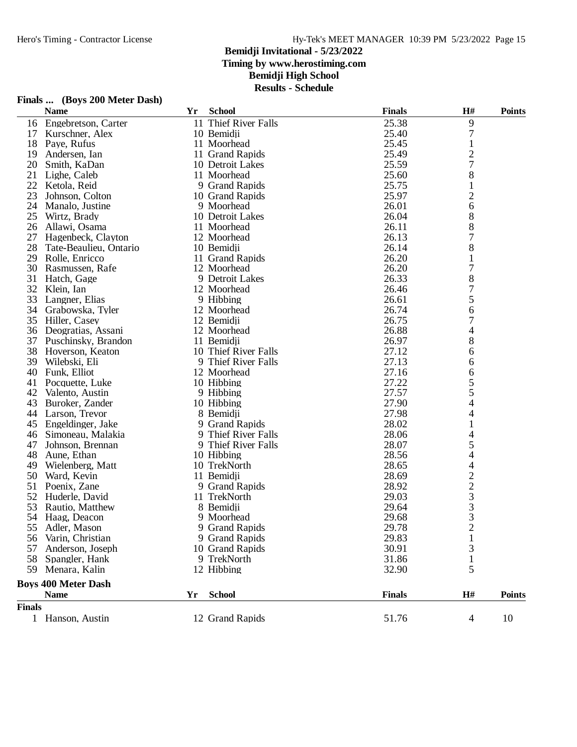# Bemidji Invitational - 5/23/2022

**Timing by www.herostiming.com**

**Bemidji High School**

**Results - Schedule**

## Finals ... (Boys 200 Meter Dash)

| | Name | Yr | School | Finals | H# | Points |
|---|---|---|---|---|---|---|
| 16 | Engebretson, Carter | 11 | Thief River Falls | 25.38 | 9 | |
| 17 | Kurschner, Alex | 10 | Bemidji | 25.40 | 7 | |
| 18 | Paye, Rufus | 11 | Moorhead | 25.45 | 1 | |
| 19 | Andersen, Ian | 11 | Grand Rapids | 25.49 | 2 | |
| 20 | Smith, KaDan | 10 | Detroit Lakes | 25.59 | 7 | |
| 21 | Lighe, Caleb | 11 | Moorhead | 25.60 | 8 | |
| 22 | Ketola, Reid | 9 | Grand Rapids | 25.75 | 1 | |
| 23 | Johnson, Colton | 10 | Grand Rapids | 25.97 | 2 | |
| 24 | Manalo, Justine | 9 | Moorhead | 26.01 | 6 | |
| 25 | Wirtz, Brady | 10 | Detroit Lakes | 26.04 | 8 | |
| 26 | Allawi, Osama | 11 | Moorhead | 26.11 | 8 | |
| 27 | Hagenbeck, Clayton | 12 | Moorhead | 26.13 | 7 | |
| 28 | Tate-Beaulieu, Ontario | 10 | Bemidji | 26.14 | 8 | |
| 29 | Rolle, Enricco | 11 | Grand Rapids | 26.20 | 1 | |
| 30 | Rasmussen, Rafe | 12 | Moorhead | 26.20 | 7 | |
| 31 | Hatch, Gage | 9 | Detroit Lakes | 26.33 | 8 | |
| 32 | Klein, Ian | 12 | Moorhead | 26.46 | 7 | |
| 33 | Langner, Elias | 9 | Hibbing | 26.61 | 5 | |
| 34 | Grabowska, Tyler | 12 | Moorhead | 26.74 | 6 | |
| 35 | Hiller, Casey | 12 | Bemidji | 26.75 | 7 | |
| 36 | Deogratias, Assani | 12 | Moorhead | 26.88 | 4 | |
| 37 | Puschinsky, Brandon | 11 | Bemidji | 26.97 | 8 | |
| 38 | Hoverson, Keaton | 10 | Thief River Falls | 27.12 | 6 | |
| 39 | Wilebski, Eli | 9 | Thief River Falls | 27.13 | 6 | |
| 40 | Funk, Elliot | 12 | Moorhead | 27.16 | 6 | |
| 41 | Pocquette, Luke | 10 | Hibbing | 27.22 | 5 | |
| 42 | Valento, Austin | 9 | Hibbing | 27.57 | 5 | |
| 43 | Buroker, Zander | 10 | Hibbing | 27.90 | 4 | |
| 44 | Larson, Trevor | 8 | Bemidji | 27.98 | 4 | |
| 45 | Engeldinger, Jake | 9 | Grand Rapids | 28.02 | 1 | |
| 46 | Simoneau, Malakia | 9 | Thief River Falls | 28.06 | 4 | |
| 47 | Johnson, Brennan | 9 | Thief River Falls | 28.07 | 5 | |
| 48 | Aune, Ethan | 10 | Hibbing | 28.56 | 4 | |
| 49 | Wielenberg, Matt | 10 | TrekNorth | 28.65 | 4 | |
| 50 | Ward, Kevin | 11 | Bemidji | 28.69 | 2 | |
| 51 | Poenix, Zane | 9 | Grand Rapids | 28.92 | 2 | |
| 52 | Huderle, David | 11 | TrekNorth | 29.03 | 3 | |
| 53 | Rautio, Matthew | 8 | Bemidji | 29.64 | 3 | |
| 54 | Haag, Deacon | 9 | Moorhead | 29.68 | 3 | |
| 55 | Adler, Mason | 9 | Grand Rapids | 29.78 | 2 | |
| 56 | Varin, Christian | 9 | Grand Rapids | 29.83 | 1 | |
| 57 | Anderson, Joseph | 10 | Grand Rapids | 30.91 | 3 | |
| 58 | Spangler, Hank | 9 | TrekNorth | 31.86 | 1 | |
| 59 | Menara, Kalin | 12 | Hibbing | 32.90 | 5 | |

## Boys 400 Meter Dash

| | Name | Yr | School | Finals | H# | Points |
|---|---|---|---|---|---|---|
| **Finals** | | | | | | |
| 1 | Hanson, Austin | 12 | Grand Rapids | 51.76 | 4 | 10 |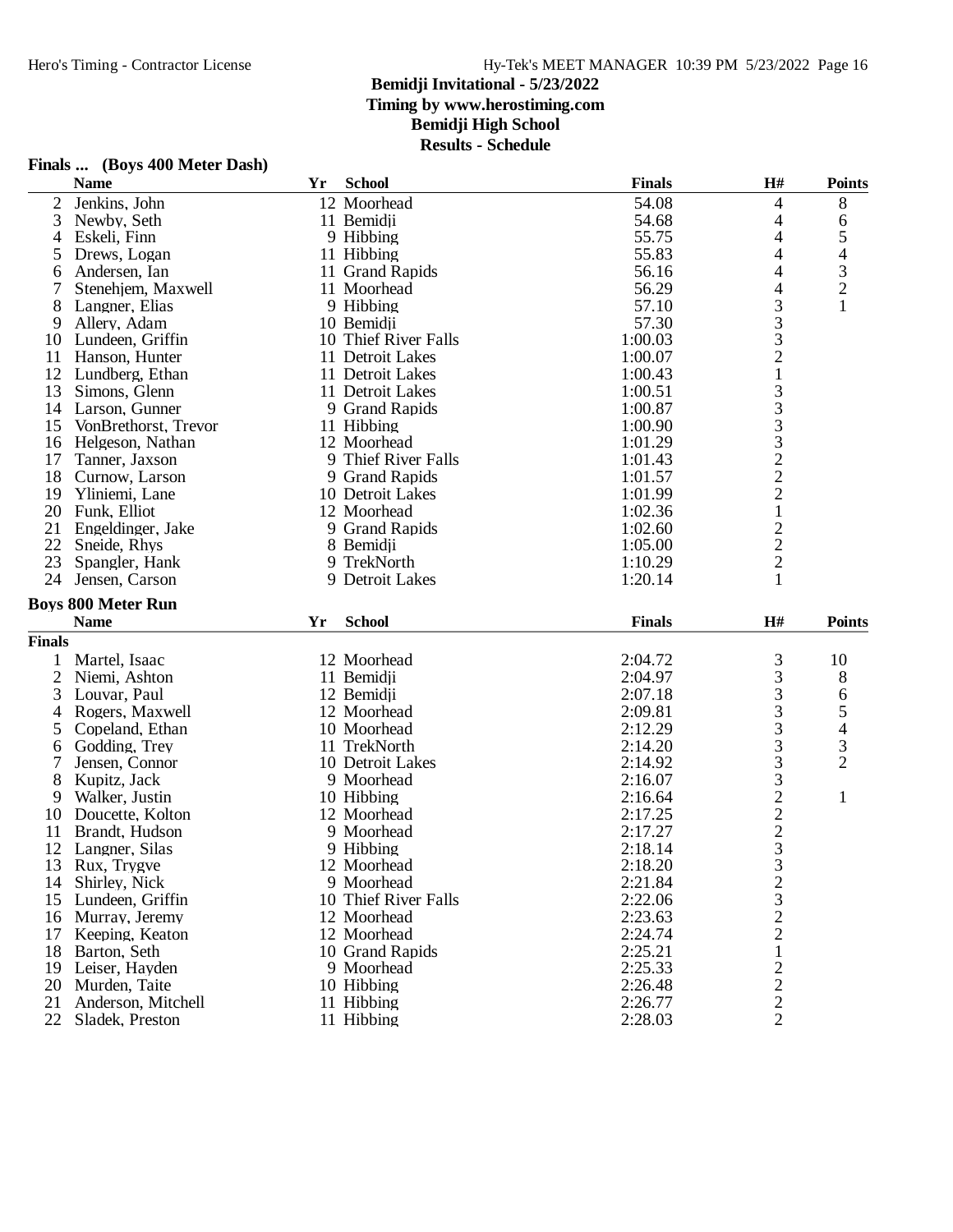**Bemidji Invitational - 5/23/2022**
**Timing by www.herostiming.com**
**Bemidji High School**
**Results - Schedule**

### Finals ... (Boys 400 Meter Dash)

| | Name | Yr | School | Finals | H# | Points |
|---|---|---|---|---|---|---|
| 2 | Jenkins, John | 12 | Moorhead | 54.08 | 4 | 8 |
| 3 | Newby, Seth | 11 | Bemidji | 54.68 | 4 | 6 |
| 4 | Eskeli, Finn | 9 | Hibbing | 55.75 | 4 | 5 |
| 5 | Drews, Logan | 11 | Hibbing | 55.83 | 4 | 4 |
| 6 | Andersen, Ian | 11 | Grand Rapids | 56.16 | 4 | 3 |
| 7 | Stenehjem, Maxwell | 11 | Moorhead | 56.29 | 4 | 2 |
| 8 | Langner, Elias | 9 | Hibbing | 57.10 | 3 | 1 |
| 9 | Allery, Adam | 10 | Bemidji | 57.30 | 3 | |
| 10 | Lundeen, Griffin | 10 | Thief River Falls | 1:00.03 | 3 | |
| 11 | Hanson, Hunter | 11 | Detroit Lakes | 1:00.07 | 2 | |
| 12 | Lundberg, Ethan | 11 | Detroit Lakes | 1:00.43 | 1 | |
| 13 | Simons, Glenn | 11 | Detroit Lakes | 1:00.51 | 3 | |
| 14 | Larson, Gunner | 9 | Grand Rapids | 1:00.87 | 3 | |
| 15 | VonBrethorst, Trevor | 11 | Hibbing | 1:00.90 | 3 | |
| 16 | Helgeson, Nathan | 12 | Moorhead | 1:01.29 | 3 | |
| 17 | Tanner, Jaxson | 9 | Thief River Falls | 1:01.43 | 2 | |
| 18 | Curnow, Larson | 9 | Grand Rapids | 1:01.57 | 2 | |
| 19 | Yliniemi, Lane | 10 | Detroit Lakes | 1:01.99 | 2 | |
| 20 | Funk, Elliot | 12 | Moorhead | 1:02.36 | 1 | |
| 21 | Engeldinger, Jake | 9 | Grand Rapids | 1:02.60 | 2 | |
| 22 | Sneide, Rhys | 8 | Bemidji | 1:05.00 | 2 | |
| 23 | Spangler, Hank | 9 | TrekNorth | 1:10.29 | 2 | |
| 24 | Jensen, Carson | 9 | Detroit Lakes | 1:20.14 | 1 | |

### Boys 800 Meter Run

| | Name | Yr | School | Finals | H# | Points |
|---|---|---|---|---|---|---|
| **Finals** | | | | | | |
| 1 | Martel, Isaac | 12 | Moorhead | 2:04.72 | 3 | 10 |
| 2 | Niemi, Ashton | 11 | Bemidji | 2:04.97 | 3 | 8 |
| 3 | Louvar, Paul | 12 | Bemidji | 2:07.18 | 3 | 6 |
| 4 | Rogers, Maxwell | 12 | Moorhead | 2:09.81 | 3 | 5 |
| 5 | Copeland, Ethan | 10 | Moorhead | 2:12.29 | 3 | 4 |
| 6 | Godding, Trey | 11 | TrekNorth | 2:14.20 | 3 | 3 |
| 7 | Jensen, Connor | 10 | Detroit Lakes | 2:14.92 | 3 | 2 |
| 8 | Kupitz, Jack | 9 | Moorhead | 2:16.07 | 3 | |
| 9 | Walker, Justin | 10 | Hibbing | 2:16.64 | 2 | 1 |
| 10 | Doucette, Kolton | 12 | Moorhead | 2:17.25 | 2 | |
| 11 | Brandt, Hudson | 9 | Moorhead | 2:17.27 | 2 | |
| 12 | Langner, Silas | 9 | Hibbing | 2:18.14 | 3 | |
| 13 | Rux, Trygve | 12 | Moorhead | 2:18.20 | 3 | |
| 14 | Shirley, Nick | 9 | Moorhead | 2:21.84 | 2 | |
| 15 | Lundeen, Griffin | 10 | Thief River Falls | 2:22.06 | 3 | |
| 16 | Murray, Jeremy | 12 | Moorhead | 2:23.63 | 2 | |
| 17 | Keeping, Keaton | 12 | Moorhead | 2:24.74 | 2 | |
| 18 | Barton, Seth | 10 | Grand Rapids | 2:25.21 | 1 | |
| 19 | Leiser, Hayden | 9 | Moorhead | 2:25.33 | 2 | |
| 20 | Murden, Taite | 10 | Hibbing | 2:26.48 | 2 | |
| 21 | Anderson, Mitchell | 11 | Hibbing | 2:26.77 | 2 | |
| 22 | Sladek, Preston | 11 | Hibbing | 2:28.03 | 2 | |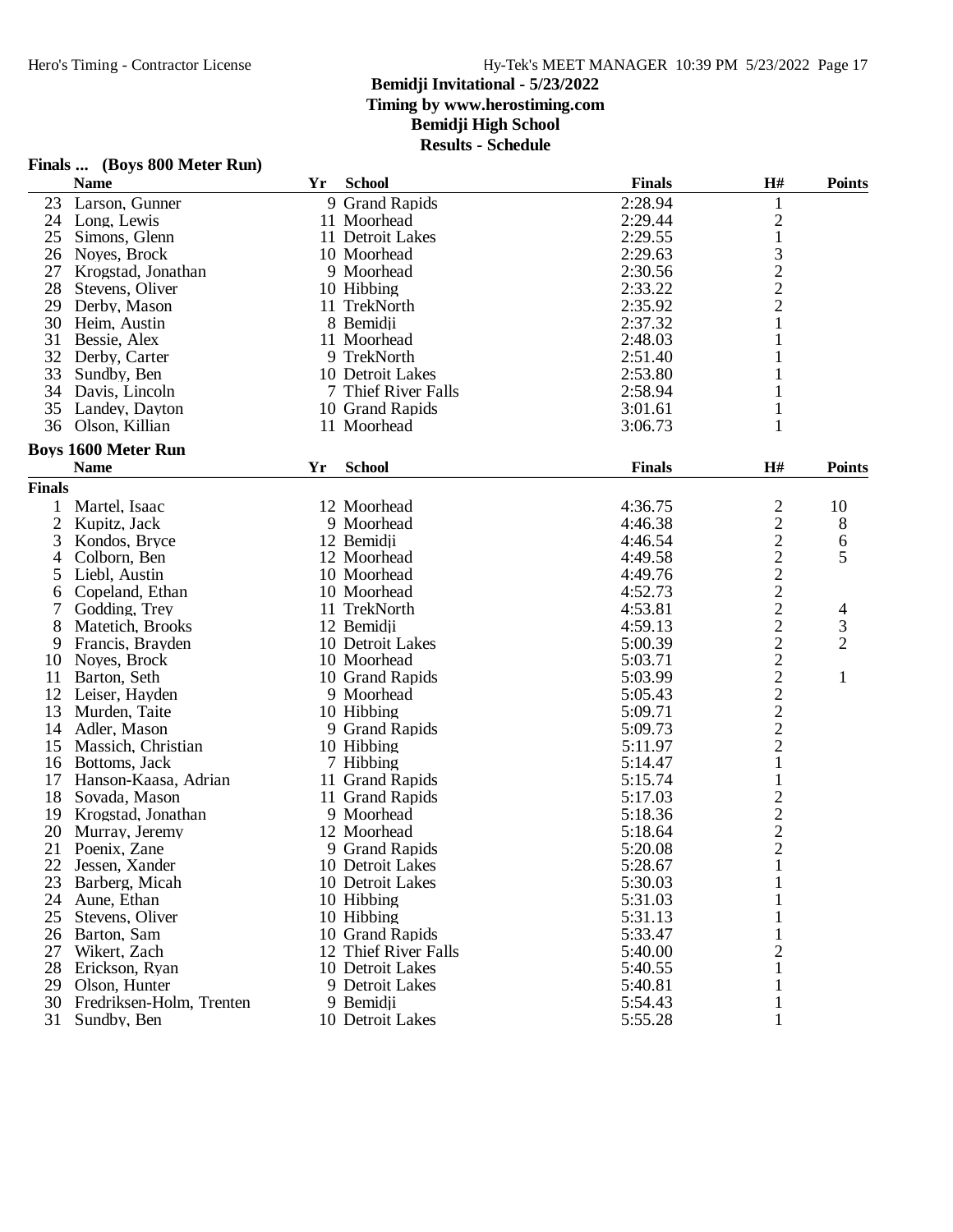# Bemidji Invitational - 5/23/2022

**Timing by www.herostiming.com**

**Bemidji High School**

**Results - Schedule**

## Finals ... (Boys 800 Meter Run)

| | Name | Yr | School | Finals | H# | Points |
|---|---|---|---|---|---|---|
| 23 | Larson, Gunner | 9 | Grand Rapids | 2:28.94 | 1 | |
| 24 | Long, Lewis | 11 | Moorhead | 2:29.44 | 2 | |
| 25 | Simons, Glenn | 11 | Detroit Lakes | 2:29.55 | 1 | |
| 26 | Noyes, Brock | 10 | Moorhead | 2:29.63 | 3 | |
| 27 | Krogstad, Jonathan | 9 | Moorhead | 2:30.56 | 2 | |
| 28 | Stevens, Oliver | 10 | Hibbing | 2:33.22 | 2 | |
| 29 | Derby, Mason | 11 | TrekNorth | 2:35.92 | 2 | |
| 30 | Heim, Austin | 8 | Bemidji | 2:37.32 | 1 | |
| 31 | Bessie, Alex | 11 | Moorhead | 2:48.03 | 1 | |
| 32 | Derby, Carter | 9 | TrekNorth | 2:51.40 | 1 | |
| 33 | Sundby, Ben | 10 | Detroit Lakes | 2:53.80 | 1 | |
| 34 | Davis, Lincoln | 7 | Thief River Falls | 2:58.94 | 1 | |
| 35 | Landey, Dayton | 10 | Grand Rapids | 3:01.61 | 1 | |
| 36 | Olson, Killian | 11 | Moorhead | 3:06.73 | 1 | |

## Boys 1600 Meter Run

**Finals**

| | Name | Yr | School | Finals | H# | Points |
|---|---|---|---|---|---|---|
| 1 | Martel, Isaac | 12 | Moorhead | 4:36.75 | 2 | 10 |
| 2 | Kupitz, Jack | 9 | Moorhead | 4:46.38 | 2 | 8 |
| 3 | Kondos, Bryce | 12 | Bemidji | 4:46.54 | 2 | 6 |
| 4 | Colborn, Ben | 12 | Moorhead | 4:49.58 | 2 | 5 |
| 5 | Liebl, Austin | 10 | Moorhead | 4:49.76 | 2 | |
| 6 | Copeland, Ethan | 10 | Moorhead | 4:52.73 | 2 | |
| 7 | Godding, Trey | 11 | TrekNorth | 4:53.81 | 2 | 4 |
| 8 | Matetich, Brooks | 12 | Bemidji | 4:59.13 | 2 | 3 |
| 9 | Francis, Brayden | 10 | Detroit Lakes | 5:00.39 | 2 | 2 |
| 10 | Noyes, Brock | 10 | Moorhead | 5:03.71 | 2 | |
| 11 | Barton, Seth | 10 | Grand Rapids | 5:03.99 | 2 | 1 |
| 12 | Leiser, Hayden | 9 | Moorhead | 5:05.43 | 2 | |
| 13 | Murden, Taite | 10 | Hibbing | 5:09.71 | 2 | |
| 14 | Adler, Mason | 9 | Grand Rapids | 5:09.73 | 2 | |
| 15 | Massich, Christian | 10 | Hibbing | 5:11.97 | 2 | |
| 16 | Bottoms, Jack | 7 | Hibbing | 5:14.47 | 1 | |
| 17 | Hanson-Kaasa, Adrian | 11 | Grand Rapids | 5:15.74 | 1 | |
| 18 | Sovada, Mason | 11 | Grand Rapids | 5:17.03 | 2 | |
| 19 | Krogstad, Jonathan | 9 | Moorhead | 5:18.36 | 2 | |
| 20 | Murray, Jeremy | 12 | Moorhead | 5:18.64 | 2 | |
| 21 | Poenix, Zane | 9 | Grand Rapids | 5:20.08 | 2 | |
| 22 | Jessen, Xander | 10 | Detroit Lakes | 5:28.67 | 1 | |
| 23 | Barberg, Micah | 10 | Detroit Lakes | 5:30.03 | 1 | |
| 24 | Aune, Ethan | 10 | Hibbing | 5:31.03 | 1 | |
| 25 | Stevens, Oliver | 10 | Hibbing | 5:31.13 | 1 | |
| 26 | Barton, Sam | 10 | Grand Rapids | 5:33.47 | 1 | |
| 27 | Wikert, Zach | 12 | Thief River Falls | 5:40.00 | 2 | |
| 28 | Erickson, Ryan | 10 | Detroit Lakes | 5:40.55 | 1 | |
| 29 | Olson, Hunter | 9 | Detroit Lakes | 5:40.81 | 1 | |
| 30 | Fredriksen-Holm, Trenten | 9 | Bemidji | 5:54.43 | 1 | |
| 31 | Sundby, Ben | 10 | Detroit Lakes | 5:55.28 | 1 | |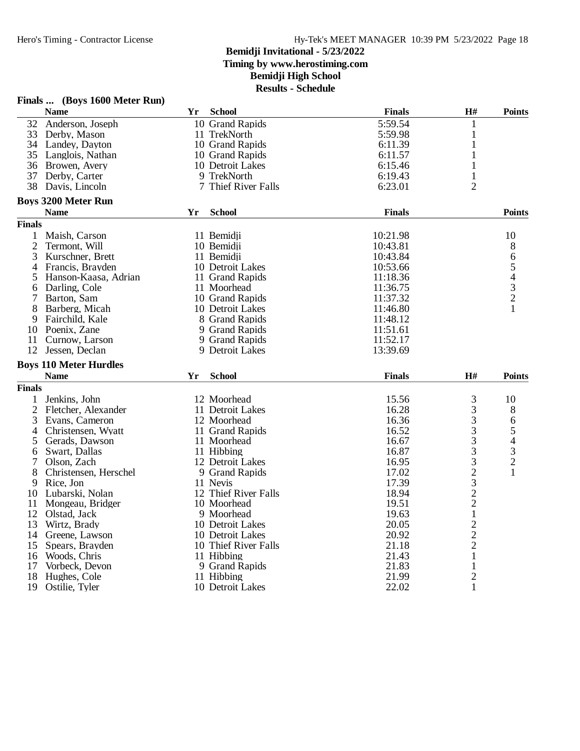## Bemidji Invitational - 5/23/2022

**Timing by www.herostiming.com**

**Bemidji High School**

**Results - Schedule**

### Finals ... (Boys 1600 Meter Run)

| | Name | Yr | School | Finals | H# | Points |
|---|---|---|---|---|---|---|
| 32 | Anderson, Joseph | 10 | Grand Rapids | 5:59.54 | 1 | |
| 33 | Derby, Mason | 11 | TrekNorth | 5:59.98 | 1 | |
| 34 | Landey, Dayton | 10 | Grand Rapids | 6:11.39 | 1 | |
| 35 | Langlois, Nathan | 10 | Grand Rapids | 6:11.57 | 1 | |
| 36 | Browen, Avery | 10 | Detroit Lakes | 6:15.46 | 1 | |
| 37 | Derby, Carter | 9 | TrekNorth | 6:19.43 | 1 | |
| 38 | Davis, Lincoln | 7 | Thief River Falls | 6:23.01 | 2 | |

### Boys 3200 Meter Run

| | Name | Yr | School | Finals | Points |
|---|---|---|---|---|---|
| **Finals** | | | | | |
| 1 | Maish, Carson | 11 | Bemidji | 10:21.98 | 10 |
| 2 | Termont, Will | 10 | Bemidji | 10:43.81 | 8 |
| 3 | Kurschner, Brett | 11 | Bemidji | 10:43.84 | 6 |
| 4 | Francis, Brayden | 10 | Detroit Lakes | 10:53.66 | 5 |
| 5 | Hanson-Kaasa, Adrian | 11 | Grand Rapids | 11:18.36 | 4 |
| 6 | Darling, Cole | 11 | Moorhead | 11:36.75 | 3 |
| 7 | Barton, Sam | 10 | Grand Rapids | 11:37.32 | 2 |
| 8 | Barberg, Micah | 10 | Detroit Lakes | 11:46.80 | 1 |
| 9 | Fairchild, Kale | 8 | Grand Rapids | 11:48.12 | |
| 10 | Poenix, Zane | 9 | Grand Rapids | 11:51.61 | |
| 11 | Curnow, Larson | 9 | Grand Rapids | 11:52.17 | |
| 12 | Jessen, Declan | 9 | Detroit Lakes | 13:39.69 | |

### Boys 110 Meter Hurdles

| | Name | Yr | School | Finals | H# | Points |
|---|---|---|---|---|---|---|
| **Finals** | | | | | | |
| 1 | Jenkins, John | 12 | Moorhead | 15.56 | 3 | 10 |
| 2 | Fletcher, Alexander | 11 | Detroit Lakes | 16.28 | 3 | 8 |
| 3 | Evans, Cameron | 12 | Moorhead | 16.36 | 3 | 6 |
| 4 | Christensen, Wyatt | 11 | Grand Rapids | 16.52 | 3 | 5 |
| 5 | Gerads, Dawson | 11 | Moorhead | 16.67 | 3 | 4 |
| 6 | Swart, Dallas | 11 | Hibbing | 16.87 | 3 | 3 |
| 7 | Olson, Zach | 12 | Detroit Lakes | 16.95 | 3 | 2 |
| 8 | Christensen, Herschel | 9 | Grand Rapids | 17.02 | 2 | 1 |
| 9 | Rice, Jon | 11 | Nevis | 17.39 | 3 | |
| 10 | Lubarski, Nolan | 12 | Thief River Falls | 18.94 | 2 | |
| 11 | Mongeau, Bridger | 10 | Moorhead | 19.51 | 2 | |
| 12 | Olstad, Jack | 9 | Moorhead | 19.63 | 1 | |
| 13 | Wirtz, Brady | 10 | Detroit Lakes | 20.05 | 2 | |
| 14 | Greene, Lawson | 10 | Detroit Lakes | 20.92 | 2 | |
| 15 | Spears, Brayden | 10 | Thief River Falls | 21.18 | 2 | |
| 16 | Woods, Chris | 11 | Hibbing | 21.43 | 1 | |
| 17 | Vorbeck, Devon | 9 | Grand Rapids | 21.83 | 1 | |
| 18 | Hughes, Cole | 11 | Hibbing | 21.99 | 2 | |
| 19 | Ostilie, Tyler | 10 | Detroit Lakes | 22.02 | 1 | |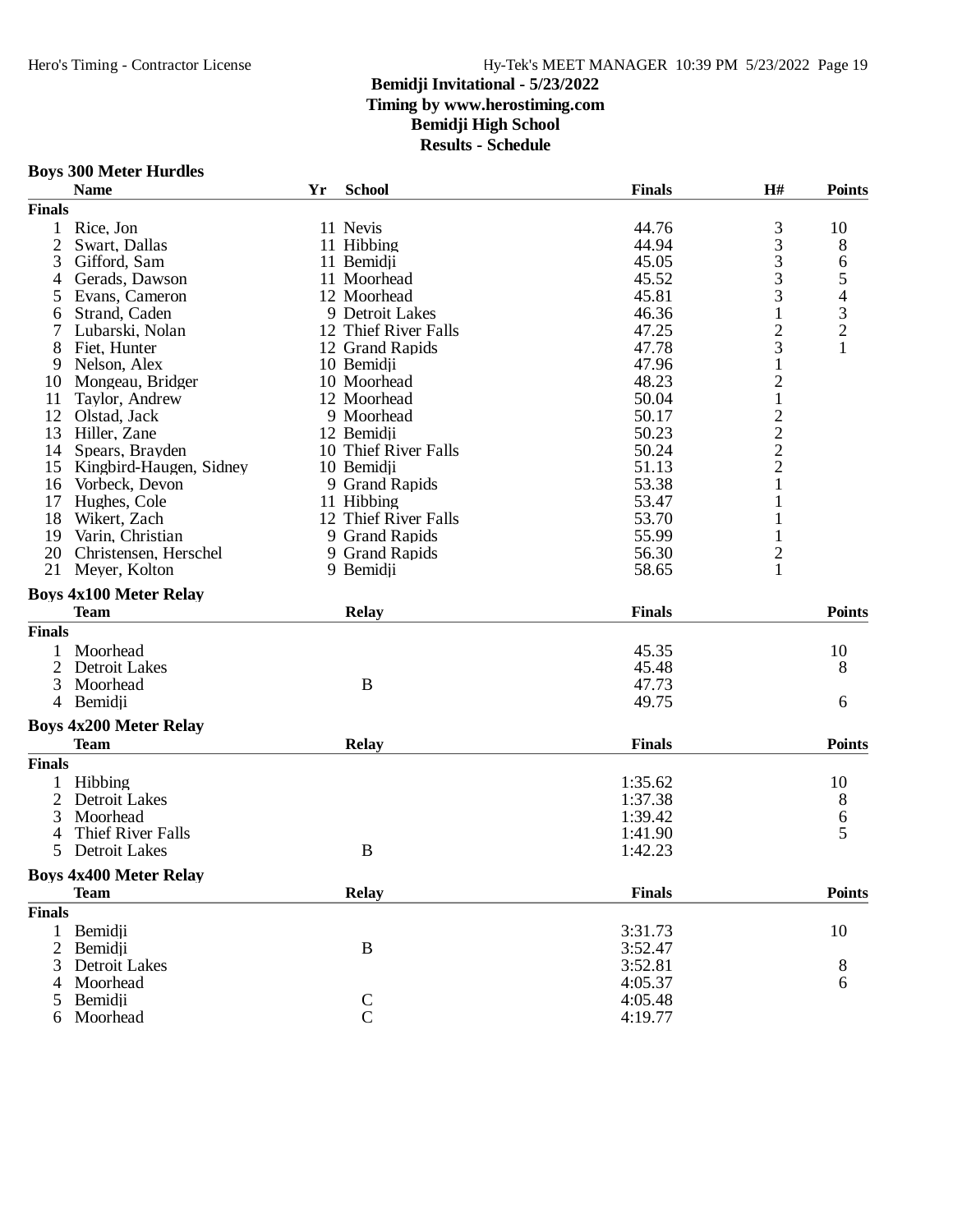# Bemidji Invitational - 5/23/2022

**Timing by www.herostiming.com**

**Bemidji High School**

**Results - Schedule**

### Boys 300 Meter Hurdles

| | Name | Yr | School | Finals | H# | Points |
|---|---|---|---|---|---|---|
| **Finals** | | | | | | |
| 1 | Rice, Jon | 11 | Nevis | 44.76 | 3 | 10 |
| 2 | Swart, Dallas | 11 | Hibbing | 44.94 | 3 | 8 |
| 3 | Gifford, Sam | 11 | Bemidji | 45.05 | 3 | 6 |
| 4 | Gerads, Dawson | 11 | Moorhead | 45.52 | 3 | 5 |
| 5 | Evans, Cameron | 12 | Moorhead | 45.81 | 3 | 4 |
| 6 | Strand, Caden | 9 | Detroit Lakes | 46.36 | 1 | 3 |
| 7 | Lubarski, Nolan | 12 | Thief River Falls | 47.25 | 2 | 2 |
| 8 | Fiet, Hunter | 12 | Grand Rapids | 47.78 | 3 | 1 |
| 9 | Nelson, Alex | 10 | Bemidji | 47.96 | 1 | |
| 10 | Mongeau, Bridger | 10 | Moorhead | 48.23 | 2 | |
| 11 | Taylor, Andrew | 12 | Moorhead | 50.04 | 1 | |
| 12 | Olstad, Jack | 9 | Moorhead | 50.17 | 2 | |
| 13 | Hiller, Zane | 12 | Bemidji | 50.23 | 2 | |
| 14 | Spears, Brayden | 10 | Thief River Falls | 50.24 | 2 | |
| 15 | Kingbird-Haugen, Sidney | 10 | Bemidji | 51.13 | 2 | |
| 16 | Vorbeck, Devon | 9 | Grand Rapids | 53.38 | 1 | |
| 17 | Hughes, Cole | 11 | Hibbing | 53.47 | 1 | |
| 18 | Wikert, Zach | 12 | Thief River Falls | 53.70 | 1 | |
| 19 | Varin, Christian | 9 | Grand Rapids | 55.99 | 1 | |
| 20 | Christensen, Herschel | 9 | Grand Rapids | 56.30 | 2 | |
| 21 | Meyer, Kolton | 9 | Bemidji | 58.65 | 1 | |

### Boys 4x100 Meter Relay

| | Team | Relay | Finals | Points |
|---|---|---|---|---|
| **Finals** | | | | |
| 1 | Moorhead | | 45.35 | 10 |
| 2 | Detroit Lakes | | 45.48 | 8 |
| 3 | Moorhead | B | 47.73 | |
| 4 | Bemidji | | 49.75 | 6 |

### Boys 4x200 Meter Relay

| | Team | Relay | Finals | Points |
|---|---|---|---|---|
| **Finals** | | | | |
| 1 | Hibbing | | 1:35.62 | 10 |
| 2 | Detroit Lakes | | 1:37.38 | 8 |
| 3 | Moorhead | | 1:39.42 | 6 |
| 4 | Thief River Falls | | 1:41.90 | 5 |
| 5 | Detroit Lakes | B | 1:42.23 | |

### Boys 4x400 Meter Relay

| | Team | Relay | Finals | Points |
|---|---|---|---|---|
| **Finals** | | | | |
| 1 | Bemidji | | 3:31.73 | 10 |
| 2 | Bemidji | B | 3:52.47 | |
| 3 | Detroit Lakes | | 3:52.81 | 8 |
| 4 | Moorhead | | 4:05.37 | 6 |
| 5 | Bemidji | C | 4:05.48 | |
| 6 | Moorhead | C | 4:19.77 | |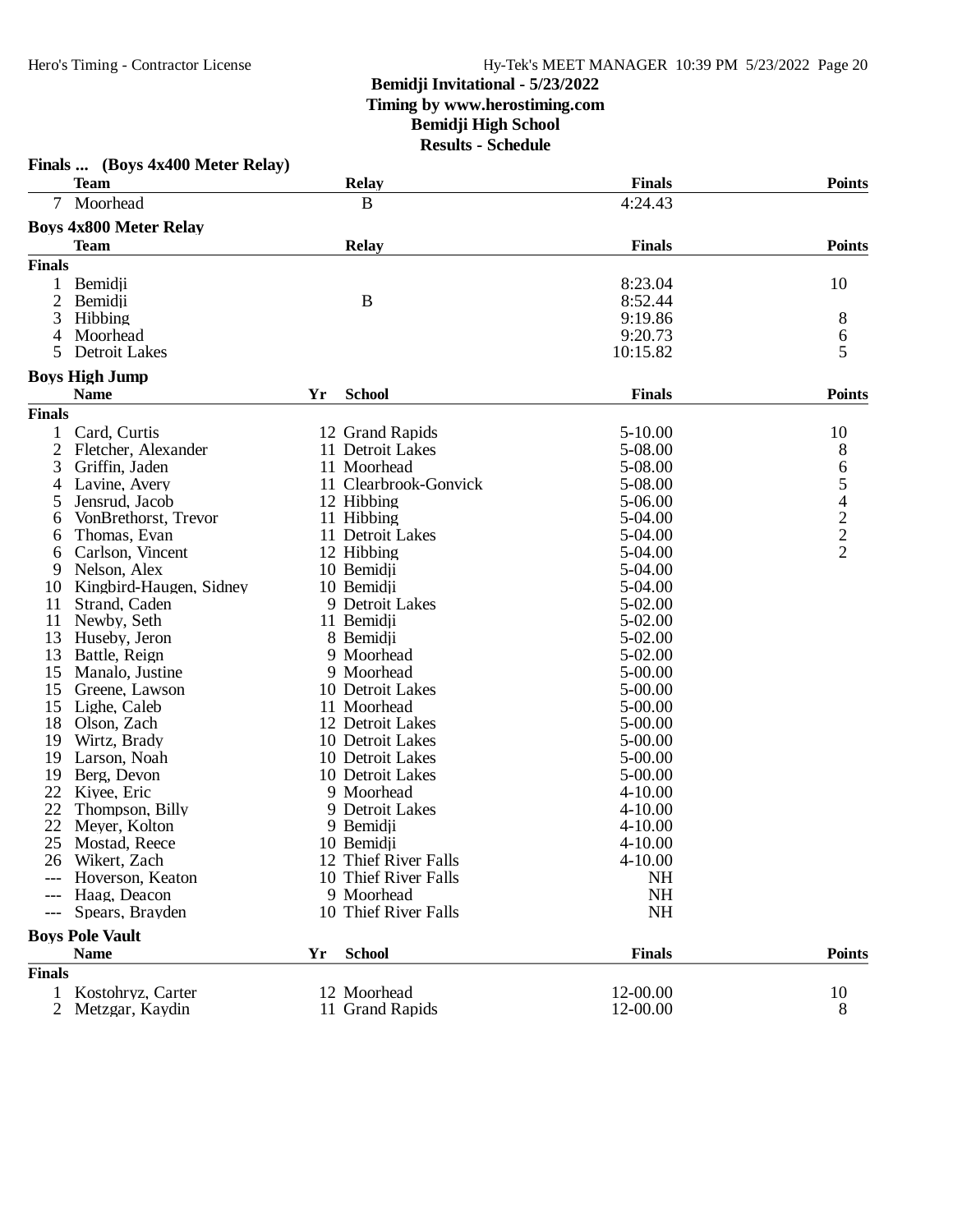**Bemidji Invitational - 5/23/2022**
**Timing by www.herostiming.com**
**Bemidji High School**
**Results - Schedule**

### Finals ... (Boys 4x400 Meter Relay)

| | Team | Relay | Finals | Points |
|---|---|---|---|---|
| 7 | Moorhead | B | 4:24.43 | |

### Boys 4x800 Meter Relay

| | Team | Relay | Finals | Points |
|---|---|---|---|---|
| **Finals** | | | | |
| 1 | Bemidji | | 8:23.04 | 10 |
| 2 | Bemidji | B | 8:52.44 | |
| 3 | Hibbing | | 9:19.86 | 8 |
| 4 | Moorhead | | 9:20.73 | 6 |
| 5 | Detroit Lakes | | 10:15.82 | 5 |

### Boys High Jump

| | Name | Yr | School | Finals | Points |
|---|---|---|---|---|---|
| **Finals** | | | | | |
| 1 | Card, Curtis | 12 | Grand Rapids | 5-10.00 | 10 |
| 2 | Fletcher, Alexander | 11 | Detroit Lakes | 5-08.00 | 8 |
| 3 | Griffin, Jaden | 11 | Moorhead | 5-08.00 | 6 |
| 4 | Lavine, Avery | 11 | Clearbrook-Gonvick | 5-08.00 | 5 |
| 5 | Jensrud, Jacob | 12 | Hibbing | 5-06.00 | 4 |
| 6 | VonBrethorst, Trevor | 11 | Hibbing | 5-04.00 | 2 |
| 6 | Thomas, Evan | 11 | Detroit Lakes | 5-04.00 | 2 |
| 6 | Carlson, Vincent | 12 | Hibbing | 5-04.00 | 2 |
| 9 | Nelson, Alex | 10 | Bemidji | 5-04.00 | |
| 10 | Kingbird-Haugen, Sidney | 10 | Bemidji | 5-04.00 | |
| 11 | Strand, Caden | 9 | Detroit Lakes | 5-02.00 | |
| 11 | Newby, Seth | 11 | Bemidji | 5-02.00 | |
| 13 | Huseby, Jeron | 8 | Bemidji | 5-02.00 | |
| 13 | Battle, Reign | 9 | Moorhead | 5-02.00 | |
| 15 | Manalo, Justine | 9 | Moorhead | 5-00.00 | |
| 15 | Greene, Lawson | 10 | Detroit Lakes | 5-00.00 | |
| 15 | Lighe, Caleb | 11 | Moorhead | 5-00.00 | |
| 18 | Olson, Zach | 12 | Detroit Lakes | 5-00.00 | |
| 19 | Wirtz, Brady | 10 | Detroit Lakes | 5-00.00 | |
| 19 | Larson, Noah | 10 | Detroit Lakes | 5-00.00 | |
| 19 | Berg, Devon | 10 | Detroit Lakes | 5-00.00 | |
| 22 | Kiyee, Eric | 9 | Moorhead | 4-10.00 | |
| 22 | Thompson, Billy | 9 | Detroit Lakes | 4-10.00 | |
| 22 | Meyer, Kolton | 9 | Bemidji | 4-10.00 | |
| 25 | Mostad, Reece | 10 | Bemidji | 4-10.00 | |
| 26 | Wikert, Zach | 12 | Thief River Falls | 4-10.00 | |
| --- | Hoverson, Keaton | 10 | Thief River Falls | NH | |
| --- | Haag, Deacon | 9 | Moorhead | NH | |
| --- | Spears, Brayden | 10 | Thief River Falls | NH | |

### Boys Pole Vault

| | Name | Yr | School | Finals | Points |
|---|---|---|---|---|---|
| **Finals** | | | | | |
| 1 | Kostohryz, Carter | 12 | Moorhead | 12-00.00 | 10 |
| 2 | Metzgar, Kaydin | 11 | Grand Rapids | 12-00.00 | 8 |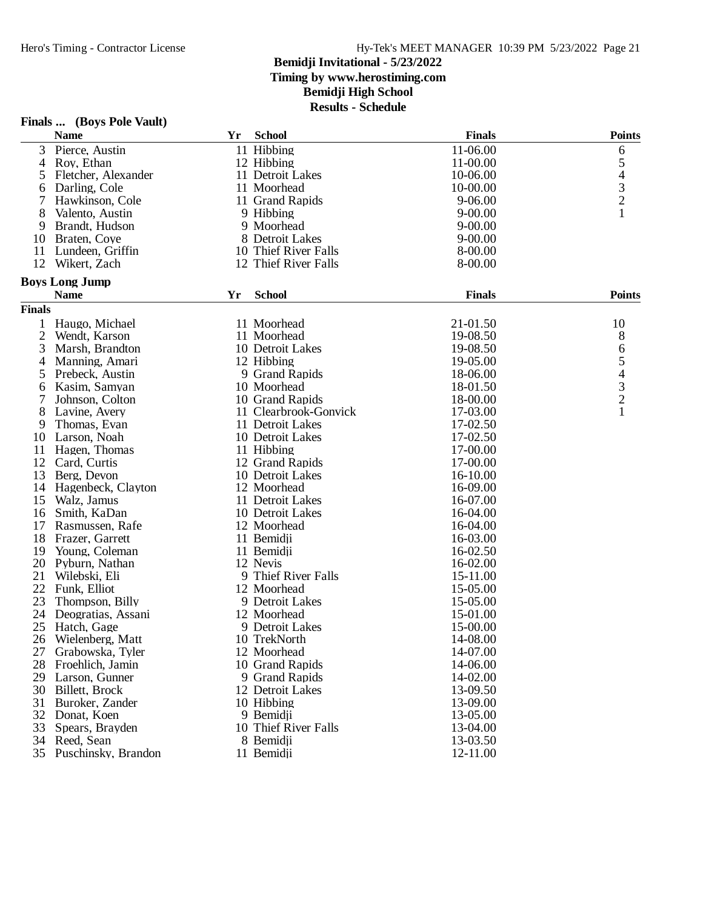# Bemidji Invitational - 5/23/2022

**Timing by www.herostiming.com**

**Bemidji High School**

**Results - Schedule**

### Finals ... (Boys Pole Vault)

| | Name | Yr | School | Finals | Points |
|---|---|---|---|---|---|
| 3 | Pierce, Austin | 11 | Hibbing | 11-06.00 | 6 |
| 4 | Roy, Ethan | 12 | Hibbing | 11-00.00 | 5 |
| 5 | Fletcher, Alexander | 11 | Detroit Lakes | 10-06.00 | 4 |
| 6 | Darling, Cole | 11 | Moorhead | 10-00.00 | 3 |
| 7 | Hawkinson, Cole | 11 | Grand Rapids | 9-06.00 | 2 |
| 8 | Valento, Austin | 9 | Hibbing | 9-00.00 | 1 |
| 9 | Brandt, Hudson | 9 | Moorhead | 9-00.00 | |
| 10 | Braten, Coye | 8 | Detroit Lakes | 9-00.00 | |
| 11 | Lundeen, Griffin | 10 | Thief River Falls | 8-00.00 | |
| 12 | Wikert, Zach | 12 | Thief River Falls | 8-00.00 | |

### Boys Long Jump

**Finals**

| | Name | Yr | School | Finals | Points |
|---|---|---|---|---|---|
| 1 | Haugo, Michael | 11 | Moorhead | 21-01.50 | 10 |
| 2 | Wendt, Karson | 11 | Moorhead | 19-08.50 | 8 |
| 3 | Marsh, Brandton | 10 | Detroit Lakes | 19-08.50 | 6 |
| 4 | Manning, Amari | 12 | Hibbing | 19-05.00 | 5 |
| 5 | Prebeck, Austin | 9 | Grand Rapids | 18-06.00 | 4 |
| 6 | Kasim, Samyan | 10 | Moorhead | 18-01.50 | 3 |
| 7 | Johnson, Colton | 10 | Grand Rapids | 18-00.00 | 2 |
| 8 | Lavine, Avery | 11 | Clearbrook-Gonvick | 17-03.00 | 1 |
| 9 | Thomas, Evan | 11 | Detroit Lakes | 17-02.50 | |
| 10 | Larson, Noah | 10 | Detroit Lakes | 17-02.50 | |
| 11 | Hagen, Thomas | 11 | Hibbing | 17-00.00 | |
| 12 | Card, Curtis | 12 | Grand Rapids | 17-00.00 | |
| 13 | Berg, Devon | 10 | Detroit Lakes | 16-10.00 | |
| 14 | Hagenbeck, Clayton | 12 | Moorhead | 16-09.00 | |
| 15 | Walz, Jamus | 11 | Detroit Lakes | 16-07.00 | |
| 16 | Smith, KaDan | 10 | Detroit Lakes | 16-04.00 | |
| 17 | Rasmussen, Rafe | 12 | Moorhead | 16-04.00 | |
| 18 | Frazer, Garrett | 11 | Bemidji | 16-03.00 | |
| 19 | Young, Coleman | 11 | Bemidji | 16-02.50 | |
| 20 | Pyburn, Nathan | 12 | Nevis | 16-02.00 | |
| 21 | Wilebski, Eli | 9 | Thief River Falls | 15-11.00 | |
| 22 | Funk, Elliot | 12 | Moorhead | 15-05.00 | |
| 23 | Thompson, Billy | 9 | Detroit Lakes | 15-05.00 | |
| 24 | Deogratias, Assani | 12 | Moorhead | 15-01.00 | |
| 25 | Hatch, Gage | 9 | Detroit Lakes | 15-00.00 | |
| 26 | Wielenberg, Matt | 10 | TrekNorth | 14-08.00 | |
| 27 | Grabowska, Tyler | 12 | Moorhead | 14-07.00 | |
| 28 | Froehlich, Jamin | 10 | Grand Rapids | 14-06.00 | |
| 29 | Larson, Gunner | 9 | Grand Rapids | 14-02.00 | |
| 30 | Billett, Brock | 12 | Detroit Lakes | 13-09.50 | |
| 31 | Buroker, Zander | 10 | Hibbing | 13-09.00 | |
| 32 | Donat, Koen | 9 | Bemidji | 13-05.00 | |
| 33 | Spears, Brayden | 10 | Thief River Falls | 13-04.00 | |
| 34 | Reed, Sean | 8 | Bemidji | 13-03.50 | |
| 35 | Puschinsky, Brandon | 11 | Bemidji | 12-11.00 | |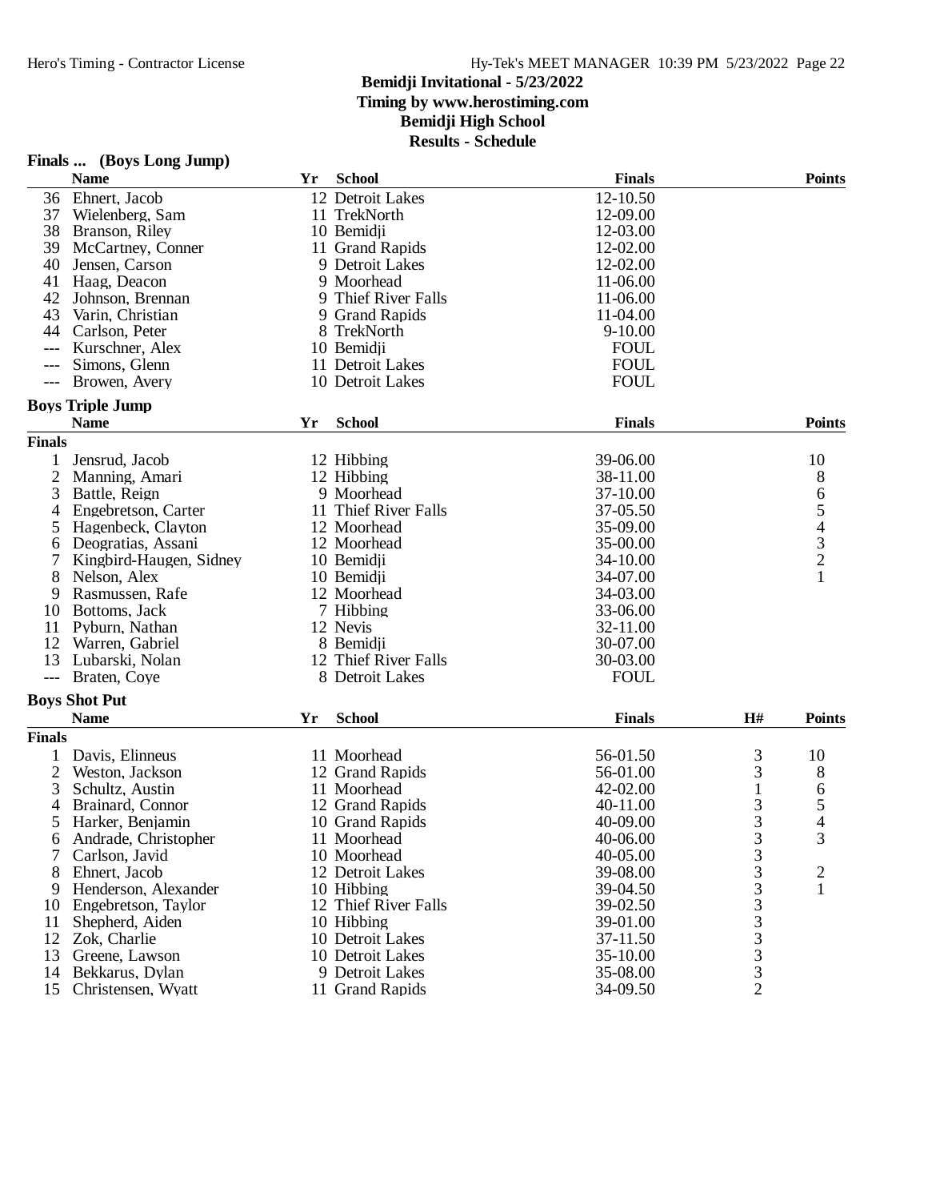# Bemidji Invitational - 5/23/2022

**Timing by www.herostiming.com**

**Bemidji High School**

**Results - Schedule**

## Finals ... (Boys Long Jump)

| | Name | Yr | School | Finals | Points |
|---|---|---|---|---|---|
| 36 | Ehnert, Jacob | 12 | Detroit Lakes | 12-10.50 | |
| 37 | Wielenberg, Sam | 11 | TrekNorth | 12-09.00 | |
| 38 | Branson, Riley | 10 | Bemidji | 12-03.00 | |
| 39 | McCartney, Conner | 11 | Grand Rapids | 12-02.00 | |
| 40 | Jensen, Carson | 9 | Detroit Lakes | 12-02.00 | |
| 41 | Haag, Deacon | 9 | Moorhead | 11-06.00 | |
| 42 | Johnson, Brennan | 9 | Thief River Falls | 11-06.00 | |
| 43 | Varin, Christian | 9 | Grand Rapids | 11-04.00 | |
| 44 | Carlson, Peter | 8 | TrekNorth | 9-10.00 | |
| --- | Kurschner, Alex | 10 | Bemidji | FOUL | |
| --- | Simons, Glenn | 11 | Detroit Lakes | FOUL | |
| --- | Browen, Avery | 10 | Detroit Lakes | FOUL | |

## Boys Triple Jump

**Finals**

| | Name | Yr | School | Finals | Points |
|---|---|---|---|---|---|
| 1 | Jensrud, Jacob | 12 | Hibbing | 39-06.00 | 10 |
| 2 | Manning, Amari | 12 | Hibbing | 38-11.00 | 8 |
| 3 | Battle, Reign | 9 | Moorhead | 37-10.00 | 6 |
| 4 | Engebretson, Carter | 11 | Thief River Falls | 37-05.50 | 5 |
| 5 | Hagenbeck, Clayton | 12 | Moorhead | 35-09.00 | 4 |
| 6 | Deogratias, Assani | 12 | Moorhead | 35-00.00 | 3 |
| 7 | Kingbird-Haugen, Sidney | 10 | Bemidji | 34-10.00 | 2 |
| 8 | Nelson, Alex | 10 | Bemidji | 34-07.00 | 1 |
| 9 | Rasmussen, Rafe | 12 | Moorhead | 34-03.00 | |
| 10 | Bottoms, Jack | 7 | Hibbing | 33-06.00 | |
| 11 | Pyburn, Nathan | 12 | Nevis | 32-11.00 | |
| 12 | Warren, Gabriel | 8 | Bemidji | 30-07.00 | |
| 13 | Lubarski, Nolan | 12 | Thief River Falls | 30-03.00 | |
| --- | Braten, Coye | 8 | Detroit Lakes | FOUL | |

## Boys Shot Put

**Finals**

| | Name | Yr | School | Finals | H# | Points |
|---|---|---|---|---|---|---|
| 1 | Davis, Elinneus | 11 | Moorhead | 56-01.50 | 3 | 10 |
| 2 | Weston, Jackson | 12 | Grand Rapids | 56-01.00 | 3 | 8 |
| 3 | Schultz, Austin | 11 | Moorhead | 42-02.00 | 1 | 6 |
| 4 | Brainard, Connor | 12 | Grand Rapids | 40-11.00 | 3 | 5 |
| 5 | Harker, Benjamin | 10 | Grand Rapids | 40-09.00 | 3 | 4 |
| 6 | Andrade, Christopher | 11 | Moorhead | 40-06.00 | 3 | 3 |
| 7 | Carlson, Javid | 10 | Moorhead | 40-05.00 | 3 | |
| 8 | Ehnert, Jacob | 12 | Detroit Lakes | 39-08.00 | 3 | 2 |
| 9 | Henderson, Alexander | 10 | Hibbing | 39-04.50 | 3 | 1 |
| 10 | Engebretson, Taylor | 12 | Thief River Falls | 39-02.50 | 3 | |
| 11 | Shepherd, Aiden | 10 | Hibbing | 39-01.00 | 3 | |
| 12 | Zok, Charlie | 10 | Detroit Lakes | 37-11.50 | 3 | |
| 13 | Greene, Lawson | 10 | Detroit Lakes | 35-10.00 | 3 | |
| 14 | Bekkarus, Dylan | 9 | Detroit Lakes | 35-08.00 | 3 | |
| 15 | Christensen, Wyatt | 11 | Grand Rapids | 34-09.50 | 2 | |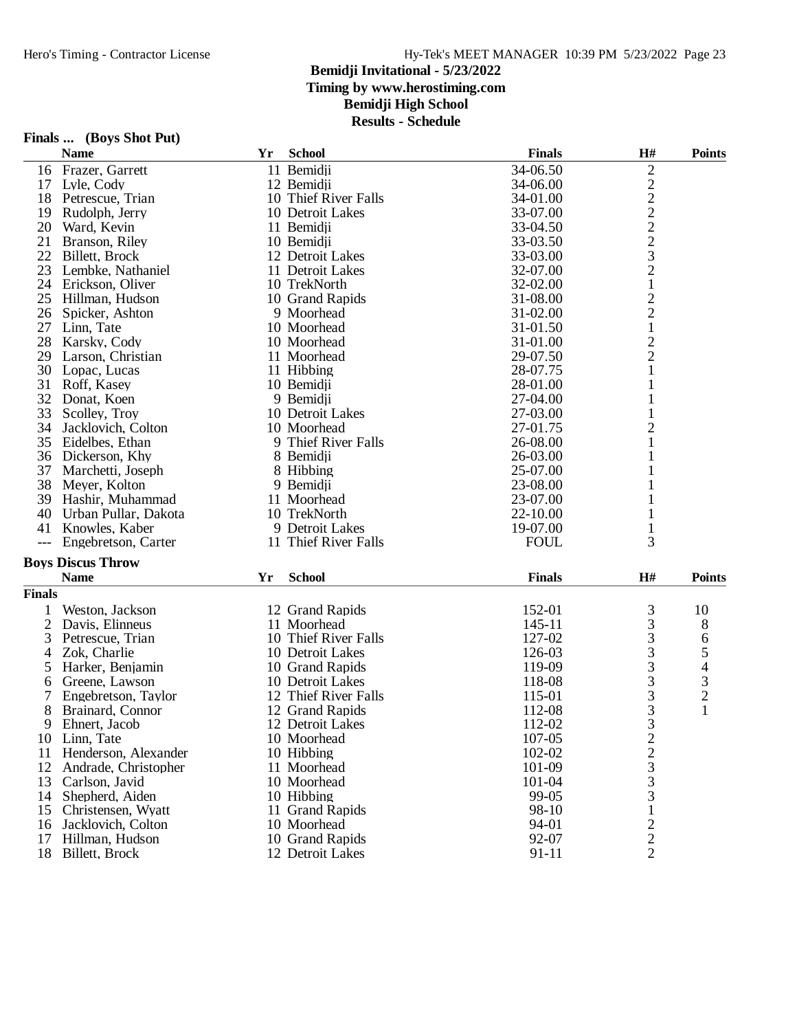# Bemidji Invitational - 5/23/2022

**Timing by www.herostiming.com**

**Bemidji High School**

**Results - Schedule**

## Finals ... (Boys Shot Put)

| | Name | Yr | School | Finals | H# | Points |
|---|---|---|---|---|---|---|
| 16 | Frazer, Garrett | 11 | Bemidji | 34-06.50 | 2 | |
| 17 | Lyle, Cody | 12 | Bemidji | 34-06.00 | 2 | |
| 18 | Petrescue, Trian | 10 | Thief River Falls | 34-01.00 | 2 | |
| 19 | Rudolph, Jerry | 10 | Detroit Lakes | 33-07.00 | 2 | |
| 20 | Ward, Kevin | 11 | Bemidji | 33-04.50 | 2 | |
| 21 | Branson, Riley | 10 | Bemidji | 33-03.50 | 2 | |
| 22 | Billett, Brock | 12 | Detroit Lakes | 33-03.00 | 3 | |
| 23 | Lembke, Nathaniel | 11 | Detroit Lakes | 32-07.00 | 2 | |
| 24 | Erickson, Oliver | 10 | TrekNorth | 32-02.00 | 1 | |
| 25 | Hillman, Hudson | 10 | Grand Rapids | 31-08.00 | 2 | |
| 26 | Spicker, Ashton | 9 | Moorhead | 31-02.00 | 2 | |
| 27 | Linn, Tate | 10 | Moorhead | 31-01.50 | 1 | |
| 28 | Karsky, Cody | 10 | Moorhead | 31-01.00 | 2 | |
| 29 | Larson, Christian | 11 | Moorhead | 29-07.50 | 2 | |
| 30 | Lopac, Lucas | 11 | Hibbing | 28-07.75 | 1 | |
| 31 | Roff, Kasey | 10 | Bemidji | 28-01.00 | 1 | |
| 32 | Donat, Koen | 9 | Bemidji | 27-04.00 | 1 | |
| 33 | Scolley, Troy | 10 | Detroit Lakes | 27-03.00 | 1 | |
| 34 | Jacklovich, Colton | 10 | Moorhead | 27-01.75 | 2 | |
| 35 | Eidelbes, Ethan | 9 | Thief River Falls | 26-08.00 | 1 | |
| 36 | Dickerson, Khy | 8 | Bemidji | 26-03.00 | 1 | |
| 37 | Marchetti, Joseph | 8 | Hibbing | 25-07.00 | 1 | |
| 38 | Meyer, Kolton | 9 | Bemidji | 23-08.00 | 1 | |
| 39 | Hashir, Muhammad | 11 | Moorhead | 23-07.00 | 1 | |
| 40 | Urban Pullar, Dakota | 10 | TrekNorth | 22-10.00 | 1 | |
| 41 | Knowles, Kaber | 9 | Detroit Lakes | 19-07.00 | 1 | |
| --- | Engebretson, Carter | 11 | Thief River Falls | FOUL | 3 | |

## Boys Discus Throw

**Finals**

| | Name | Yr | School | Finals | H# | Points |
|---|---|---|---|---|---|---|
| 1 | Weston, Jackson | 12 | Grand Rapids | 152-01 | 3 | 10 |
| 2 | Davis, Elinneus | 11 | Moorhead | 145-11 | 3 | 8 |
| 3 | Petrescue, Trian | 10 | Thief River Falls | 127-02 | 3 | 6 |
| 4 | Zok, Charlie | 10 | Detroit Lakes | 126-03 | 3 | 5 |
| 5 | Harker, Benjamin | 10 | Grand Rapids | 119-09 | 3 | 4 |
| 6 | Greene, Lawson | 10 | Detroit Lakes | 118-08 | 3 | 3 |
| 7 | Engebretson, Taylor | 12 | Thief River Falls | 115-01 | 3 | 2 |
| 8 | Brainard, Connor | 12 | Grand Rapids | 112-08 | 3 | 1 |
| 9 | Ehnert, Jacob | 12 | Detroit Lakes | 112-02 | 3 | |
| 10 | Linn, Tate | 10 | Moorhead | 107-05 | 2 | |
| 11 | Henderson, Alexander | 10 | Hibbing | 102-02 | 2 | |
| 12 | Andrade, Christopher | 11 | Moorhead | 101-09 | 3 | |
| 13 | Carlson, Javid | 10 | Moorhead | 101-04 | 3 | |
| 14 | Shepherd, Aiden | 10 | Hibbing | 99-05 | 3 | |
| 15 | Christensen, Wyatt | 11 | Grand Rapids | 98-10 | 1 | |
| 16 | Jacklovich, Colton | 10 | Moorhead | 94-01 | 2 | |
| 17 | Hillman, Hudson | 10 | Grand Rapids | 92-07 | 2 | |
| 18 | Billett, Brock | 12 | Detroit Lakes | 91-11 | 2 | |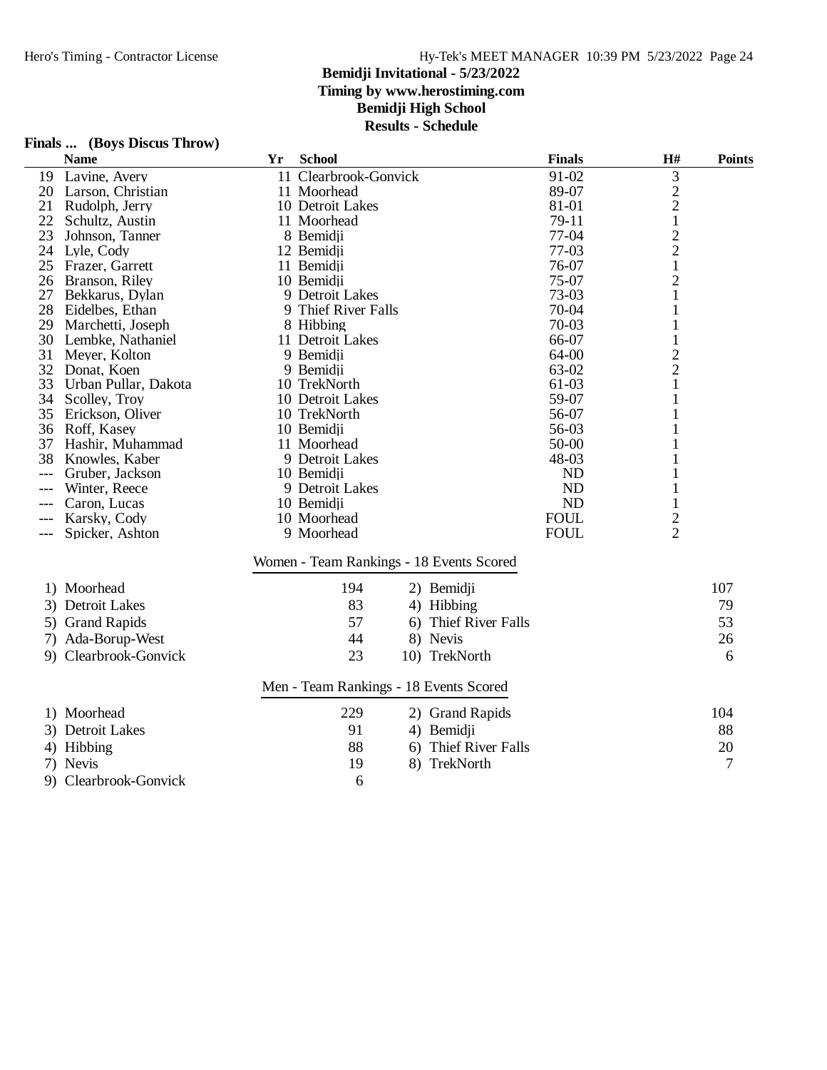# Bemidji Invitational - 5/23/2022

**Timing by www.herostiming.com**

**Bemidji High School**

**Results - Schedule**

### Finals ... (Boys Discus Throw)

| | Name | Yr | School | Finals | H# | Points |
|---|---|---|---|---|---|---|
| 19 | Lavine, Avery | 11 | Clearbrook-Gonvick | 91-02 | 3 | |
| 20 | Larson, Christian | 11 | Moorhead | 89-07 | 2 | |
| 21 | Rudolph, Jerry | 10 | Detroit Lakes | 81-01 | 2 | |
| 22 | Schultz, Austin | 11 | Moorhead | 79-11 | 1 | |
| 23 | Johnson, Tanner | 8 | Bemidji | 77-04 | 2 | |
| 24 | Lyle, Cody | 12 | Bemidji | 77-03 | 2 | |
| 25 | Frazer, Garrett | 11 | Bemidji | 76-07 | 1 | |
| 26 | Branson, Riley | 10 | Bemidji | 75-07 | 2 | |
| 27 | Bekkarus, Dylan | 9 | Detroit Lakes | 73-03 | 1 | |
| 28 | Eidelbes, Ethan | 9 | Thief River Falls | 70-04 | 1 | |
| 29 | Marchetti, Joseph | 8 | Hibbing | 70-03 | 1 | |
| 30 | Lembke, Nathaniel | 11 | Detroit Lakes | 66-07 | 1 | |
| 31 | Meyer, Kolton | 9 | Bemidji | 64-00 | 2 | |
| 32 | Donat, Koen | 9 | Bemidji | 63-02 | 2 | |
| 33 | Urban Pullar, Dakota | 10 | TrekNorth | 61-03 | 1 | |
| 34 | Scolley, Troy | 10 | Detroit Lakes | 59-07 | 1 | |
| 35 | Erickson, Oliver | 10 | TrekNorth | 56-07 | 1 | |
| 36 | Roff, Kasey | 10 | Bemidji | 56-03 | 1 | |
| 37 | Hashir, Muhammad | 11 | Moorhead | 50-00 | 1 | |
| 38 | Knowles, Kaber | 9 | Detroit Lakes | 48-03 | 1 | |
| --- | Gruber, Jackson | 10 | Bemidji | ND | 1 | |
| --- | Winter, Reece | 9 | Detroit Lakes | ND | 1 | |
| --- | Caron, Lucas | 10 | Bemidji | ND | 1 | |
| --- | Karsky, Cody | 10 | Moorhead | FOUL | 2 | |
| --- | Spicker, Ashton | 9 | Moorhead | FOUL | 2 | |

### Women - Team Rankings - 18 Events Scored

| | | | |
|---|---|---|---|
| 1) Moorhead | 194 | 2) Bemidji | 107 |
| 3) Detroit Lakes | 83 | 4) Hibbing | 79 |
| 5) Grand Rapids | 57 | 6) Thief River Falls | 53 |
| 7) Ada-Borup-West | 44 | 8) Nevis | 26 |
| 9) Clearbrook-Gonvick | 23 | 10) TrekNorth | 6 |

### Men - Team Rankings - 18 Events Scored

| | | | |
|---|---|---|---|
| 1) Moorhead | 229 | 2) Grand Rapids | 104 |
| 3) Detroit Lakes | 91 | 4) Bemidji | 88 |
| 4) Hibbing | 88 | 6) Thief River Falls | 20 |
| 7) Nevis | 19 | 8) TrekNorth | 7 |
| 9) Clearbrook-Gonvick | 6 | | |